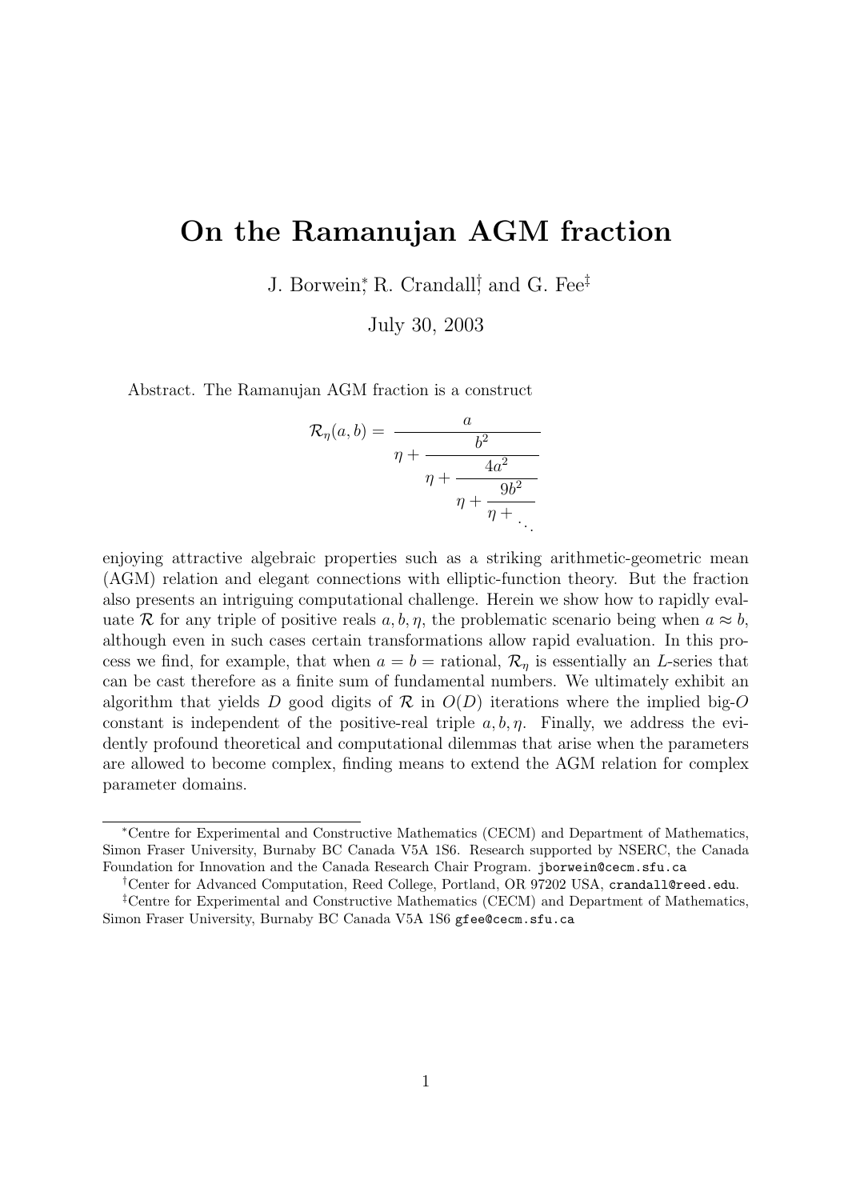# On the Ramanujan AGM fraction

J. Borwein[*], R. Crandall[†], and G. Fee[‡]

July 30, 2003

Abstract. The Ramanujan AGM fraction is a construct

$$\mathcal{R}_\eta(a,b) = \cfrac{a}{\eta + \cfrac{b^2}{\eta + \cfrac{4a^2}{\eta + \cfrac{9b^2}{\eta + \ddots}}}}$$

enjoying attractive algebraic properties such as a striking arithmetic-geometric mean (AGM) relation and elegant connections with elliptic-function theory. But the fraction also presents an intriguing computational challenge. Herein we show how to rapidly evaluate $\mathcal{R}$ for any triple of positive reals $a, b, \eta$, the problematic scenario being when $a \approx b$, although even in such cases certain transformations allow rapid evaluation. In this process we find, for example, that when $a = b =$ rational, $\mathcal{R}_\eta$ is essentially an $L$-series that can be cast therefore as a finite sum of fundamental numbers. We ultimately exhibit an algorithm that yields $D$ good digits of $\mathcal{R}$ in $O(D)$ iterations where the implied big-$O$ constant is independent of the positive-real triple $a, b, \eta$. Finally, we address the evidently profound theoretical and computational dilemmas that arise when the parameters are allowed to become complex, finding means to extend the AGM relation for complex parameter domains.

---

[*] Centre for Experimental and Constructive Mathematics (CECM) and Department of Mathematics, Simon Fraser University, Burnaby BC Canada V5A 1S6. Research supported by NSERC, the Canada Foundation for Innovation and the Canada Research Chair Program. jborwein@cecm.sfu.ca

[†] Center for Advanced Computation, Reed College, Portland, OR 97202 USA, crandall@reed.edu.

[‡] Centre for Experimental and Constructive Mathematics (CECM) and Department of Mathematics, Simon Fraser University, Burnaby BC Canada V5A 1S6 gfee@cecm.sfu.ca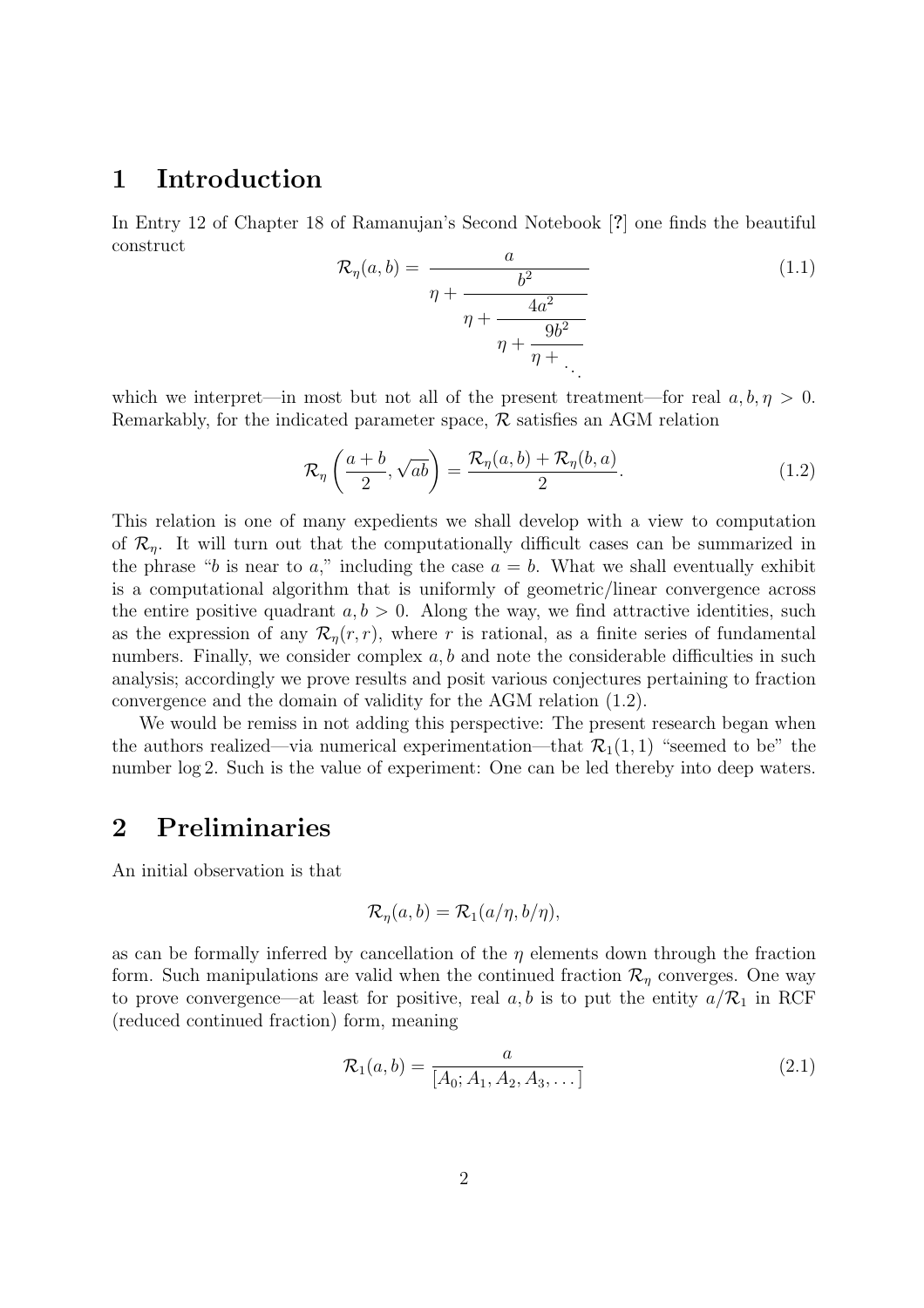## 1 Introduction

In Entry 12 of Chapter 18 of Ramanujan's Second Notebook [?] one finds the beautiful construct

$$\mathcal{R}_\eta(a,b) = \cfrac{a}{\eta + \cfrac{b^2}{\eta + \cfrac{4a^2}{\eta + \cfrac{9b^2}{\eta + \ddots}}}} \tag{1.1}$$

which we interpret—in most but not all of the present treatment—for real $a, b, \eta > 0$. Remarkably, for the indicated parameter space, $\mathcal{R}$ satisfies an AGM relation

$$\mathcal{R}_\eta\left(\frac{a+b}{2}, \sqrt{ab}\right) = \frac{\mathcal{R}_\eta(a,b) + \mathcal{R}_\eta(b,a)}{2}. \tag{1.2}$$

This relation is one of many expedients we shall develop with a view to computation of $\mathcal{R}_\eta$. It will turn out that the computationally difficult cases can be summarized in the phrase "$b$ is near to $a$," including the case $a = b$. What we shall eventually exhibit is a computational algorithm that is uniformly of geometric/linear convergence across the entire positive quadrant $a, b > 0$. Along the way, we find attractive identities, such as the expression of any $\mathcal{R}_\eta(r, r)$, where $r$ is rational, as a finite series of fundamental numbers. Finally, we consider complex $a, b$ and note the considerable difficulties in such analysis; accordingly we prove results and posit various conjectures pertaining to fraction convergence and the domain of validity for the AGM relation (1.2).

We would be remiss in not adding this perspective: The present research began when the authors realized—via numerical experimentation—that $\mathcal{R}_1(1, 1)$ "seemed to be" the number $\log 2$. Such is the value of experiment: One can be led thereby into deep waters.

## 2 Preliminaries

An initial observation is that

$$\mathcal{R}_\eta(a,b) = \mathcal{R}_1(a/\eta, b/\eta),$$

as can be formally inferred by cancellation of the $\eta$ elements down through the fraction form. Such manipulations are valid when the continued fraction $\mathcal{R}_\eta$ converges. One way to prove convergence—at least for positive, real $a, b$ is to put the entity $a/\mathcal{R}_1$ in RCF (reduced continued fraction) form, meaning

$$\mathcal{R}_1(a,b) = \frac{a}{[A_0; A_1, A_2, A_3, \ldots]} \tag{2.1}$$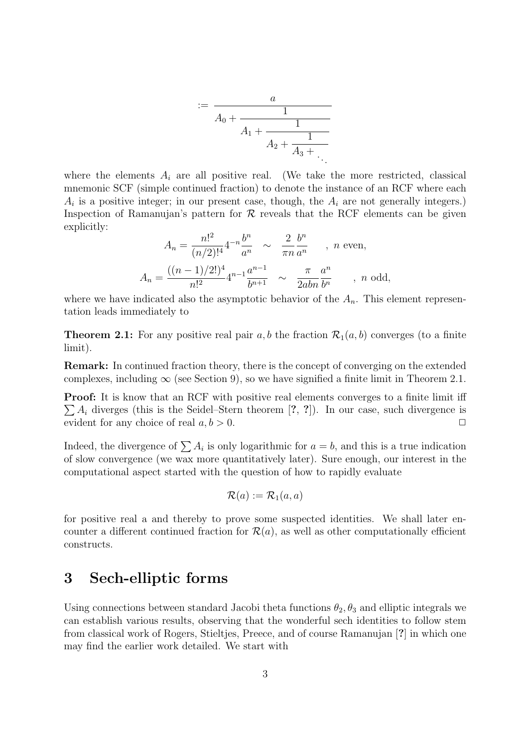$$:= \cfrac{a}{A_0 + \cfrac{1}{A_1 + \cfrac{1}{A_2 + \cfrac{1}{A_3 + \ddots}}}}$$

where the elements $A_i$ are all positive real. (We take the more restricted, classical mnemonic SCF (simple continued fraction) to denote the instance of an RCF where each $A_i$ is a positive integer; in our present case, though, the $A_i$ are not generally integers.) Inspection of Ramanujan's pattern for $\mathcal{R}$ reveals that the RCF elements can be given explicitly:

$$A_n = \frac{n!^2}{(n/2)!^4} 4^{-n} \frac{b^n}{a^n} \quad \sim \quad \frac{2}{\pi n} \frac{b^n}{a^n} \qquad , \; n \text{ even},$$

$$A_n = \frac{((n-1)/2!)^4}{n!^2} 4^{n-1} \frac{a^{n-1}}{b^{n+1}} \quad \sim \quad \frac{\pi}{2abn} \frac{a^n}{b^n} \qquad , \; n \text{ odd},$$

where we have indicated also the asymptotic behavior of the $A_n$. This element representation leads immediately to

**Theorem 2.1:** For any positive real pair $a, b$ the fraction $\mathcal{R}_1(a, b)$ converges (to a finite limit).

**Remark:** In continued fraction theory, there is the concept of converging on the extended complexes, including $\infty$ (see Section 9), so we have signified a finite limit in Theorem 2.1.

**Proof:** It is know that an RCF with positive real elements converges to a finite limit iff $\sum A_i$ diverges (this is the Seidel–Stern theorem [?, ?]). In our case, such divergence is evident for any choice of real $a, b > 0$. $\square$

Indeed, the divergence of $\sum A_i$ is only logarithmic for $a = b$, and this is a true indication of slow convergence (we wax more quantitatively later). Sure enough, our interest in the computational aspect started with the question of how to rapidly evaluate

$$\mathcal{R}(a) := \mathcal{R}_1(a, a)$$

for positive real a and thereby to prove some suspected identities. We shall later encounter a different continued fraction for $\mathcal{R}(a)$, as well as other computationally efficient constructs.

## 3 Sech-elliptic forms

Using connections between standard Jacobi theta functions $\theta_2, \theta_3$ and elliptic integrals we can establish various results, observing that the wonderful sech identities to follow stem from classical work of Rogers, Stieltjes, Preece, and of course Ramanujan [?] in which one may find the earlier work detailed. We start with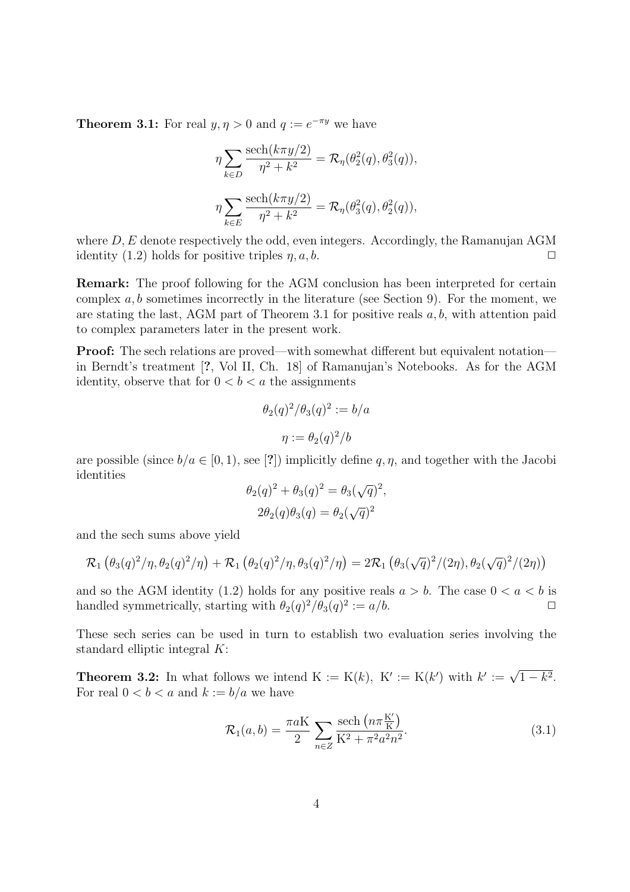**Theorem 3.1:** For real $y, \eta > 0$ and $q := e^{-\pi y}$ we have

$$\eta \sum_{k \in D} \frac{\operatorname{sech}(k\pi y/2)}{\eta^2 + k^2} = \mathcal{R}_\eta(\theta_2^2(q), \theta_3^2(q)),$$

$$\eta \sum_{k \in E} \frac{\operatorname{sech}(k\pi y/2)}{\eta^2 + k^2} = \mathcal{R}_\eta(\theta_3^2(q), \theta_2^2(q)),$$

where $D, E$ denote respectively the odd, even integers. Accordingly, the Ramanujan AGM identity (1.2) holds for positive triples $\eta, a, b$. ☐

**Remark:** The proof following for the AGM conclusion has been interpreted for certain complex $a, b$ sometimes incorrectly in the literature (see Section 9). For the moment, we are stating the last, AGM part of Theorem 3.1 for positive reals $a, b$, with attention paid to complex parameters later in the present work.

**Proof:** The sech relations are proved—with somewhat different but equivalent notation—in Berndt's treatment [?, Vol II, Ch. 18] of Ramanujan's Notebooks. As for the AGM identity, observe that for $0 < b < a$ the assignments

$$\theta_2(q)^2/\theta_3(q)^2 := b/a$$

$$\eta := \theta_2(q)^2/b$$

are possible (since $b/a \in [0, 1)$, see [?]) implicitly define $q, \eta$, and together with the Jacobi identities

$$\theta_2(q)^2 + \theta_3(q)^2 = \theta_3(\sqrt{q})^2,$$

$$2\theta_2(q)\theta_3(q) = \theta_2(\sqrt{q})^2$$

and the sech sums above yield

$$\mathcal{R}_1\left(\theta_3(q)^2/\eta, \theta_2(q)^2/\eta\right) + \mathcal{R}_1\left(\theta_2(q)^2/\eta, \theta_3(q)^2/\eta\right) = 2\mathcal{R}_1\left(\theta_3(\sqrt{q})^2/(2\eta), \theta_2(\sqrt{q})^2/(2\eta)\right)$$

and so the AGM identity (1.2) holds for any positive reals $a > b$. The case $0 < a < b$ is handled symmetrically, starting with $\theta_2(q)^2/\theta_3(q)^2 := a/b$. ☐

These sech series can be used in turn to establish two evaluation series involving the standard elliptic integral $K$:

**Theorem 3.2:** In what follows we intend $\mathrm{K} := \mathrm{K}(k)$, $\mathrm{K}' := \mathrm{K}(k')$ with $k' := \sqrt{1 - k^2}$. For real $0 < b < a$ and $k := b/a$ we have

$$\mathcal{R}_1(a, b) = \frac{\pi a \mathrm{K}}{2} \sum_{n \in Z} \frac{\operatorname{sech}\left(n\pi \frac{\mathrm{K}'}{\mathrm{K}}\right)}{\mathrm{K}^2 + \pi^2 a^2 n^2}. \tag{3.1}$$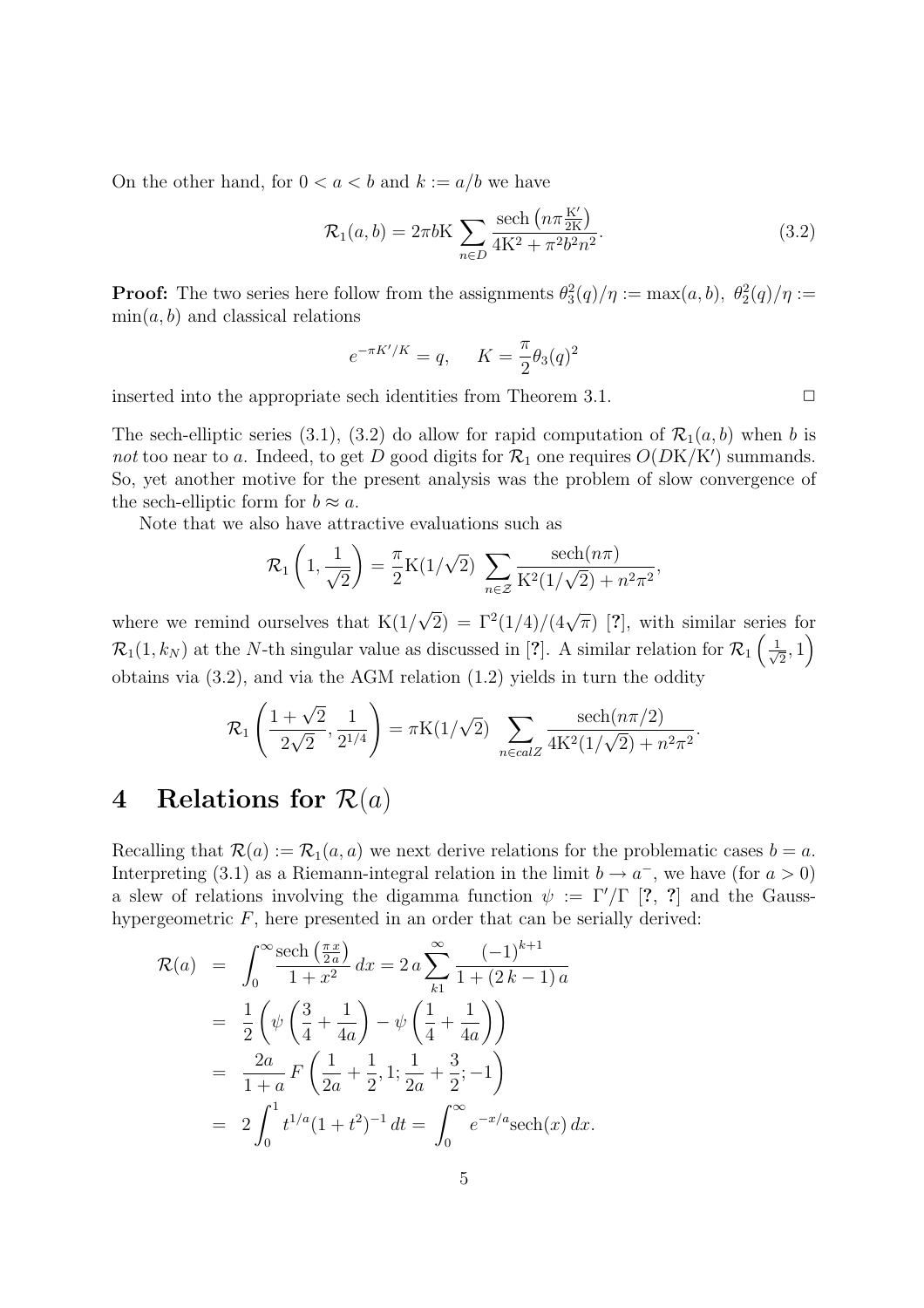On the other hand, for $0 < a < b$ and $k := a/b$ we have

$$\mathcal{R}_1(a,b) = 2\pi b \mathrm{K} \sum_{n \in D} \frac{\mathrm{sech}\left(n\pi \frac{\mathrm{K}'}{2\mathrm{K}}\right)}{4\mathrm{K}^2 + \pi^2 b^2 n^2}. \tag{3.2}$$

**Proof:** The two series here follow from the assignments $\theta_3^2(q)/\eta := \max(a,b)$, $\theta_2^2(q)/\eta := \min(a,b)$ and classical relations

$$e^{-\pi K'/K} = q, \qquad K = \frac{\pi}{2}\theta_3(q)^2$$

inserted into the appropriate sech identities from Theorem 3.1. $\Box$

The sech-elliptic series (3.1), (3.2) do allow for rapid computation of $\mathcal{R}_1(a,b)$ when $b$ is *not* too near to $a$. Indeed, to get $D$ good digits for $\mathcal{R}_1$ one requires $O(D\mathrm{K}/\mathrm{K}')$ summands. So, yet another motive for the present analysis was the problem of slow convergence of the sech-elliptic form for $b \approx a$.

Note that we also have attractive evaluations such as

$$\mathcal{R}_1\left(1, \frac{1}{\sqrt{2}}\right) = \frac{\pi}{2}\mathrm{K}(1/\sqrt{2}) \sum_{n \in \mathcal{Z}} \frac{\mathrm{sech}(n\pi)}{\mathrm{K}^2(1/\sqrt{2}) + n^2\pi^2},$$

where we remind ourselves that $\mathrm{K}(1/\sqrt{2}) = \Gamma^2(1/4)/(4\sqrt{\pi})$ [?], with similar series for $\mathcal{R}_1(1, k_N)$ at the $N$-th singular value as discussed in [?]. A similar relation for $\mathcal{R}_1\left(\frac{1}{\sqrt{2}}, 1\right)$ obtains via (3.2), and via the AGM relation (1.2) yields in turn the oddity

$$\mathcal{R}_1\left(\frac{1+\sqrt{2}}{2\sqrt{2}}, \frac{1}{2^{1/4}}\right) = \pi \mathrm{K}(1/\sqrt{2}) \sum_{n \in calZ} \frac{\mathrm{sech}(n\pi/2)}{4\mathrm{K}^2(1/\sqrt{2}) + n^2\pi^2}.$$

# 4 Relations for $\mathcal{R}(a)$

Recalling that $\mathcal{R}(a) := \mathcal{R}_1(a,a)$ we next derive relations for the problematic cases $b = a$. Interpreting (3.1) as a Riemann-integral relation in the limit $b \to a^-$, we have (for $a > 0$) a slew of relations involving the digamma function $\psi := \Gamma'/\Gamma$ [?, ?] and the Gauss-hypergeometric $F$, here presented in an order that can be serially derived:

$$\begin{aligned}
\mathcal{R}(a) &= \int_0^\infty \frac{\mathrm{sech}\left(\frac{\pi x}{2a}\right)}{1+x^2}\,dx = 2\,a \sum_{k1}^{\infty} \frac{(-1)^{k+1}}{1 + (2\,k-1)\,a} \\
&= \frac{1}{2}\left(\psi\left(\frac{3}{4} + \frac{1}{4a}\right) - \psi\left(\frac{1}{4} + \frac{1}{4a}\right)\right) \\
&= \frac{2a}{1+a}\,F\left(\frac{1}{2a} + \frac{1}{2}, 1; \frac{1}{2a} + \frac{3}{2}; -1\right) \\
&= 2\int_0^1 t^{1/a}(1+t^2)^{-1}\,dt = \int_0^\infty e^{-x/a}\mathrm{sech}(x)\,dx.
\end{aligned}$$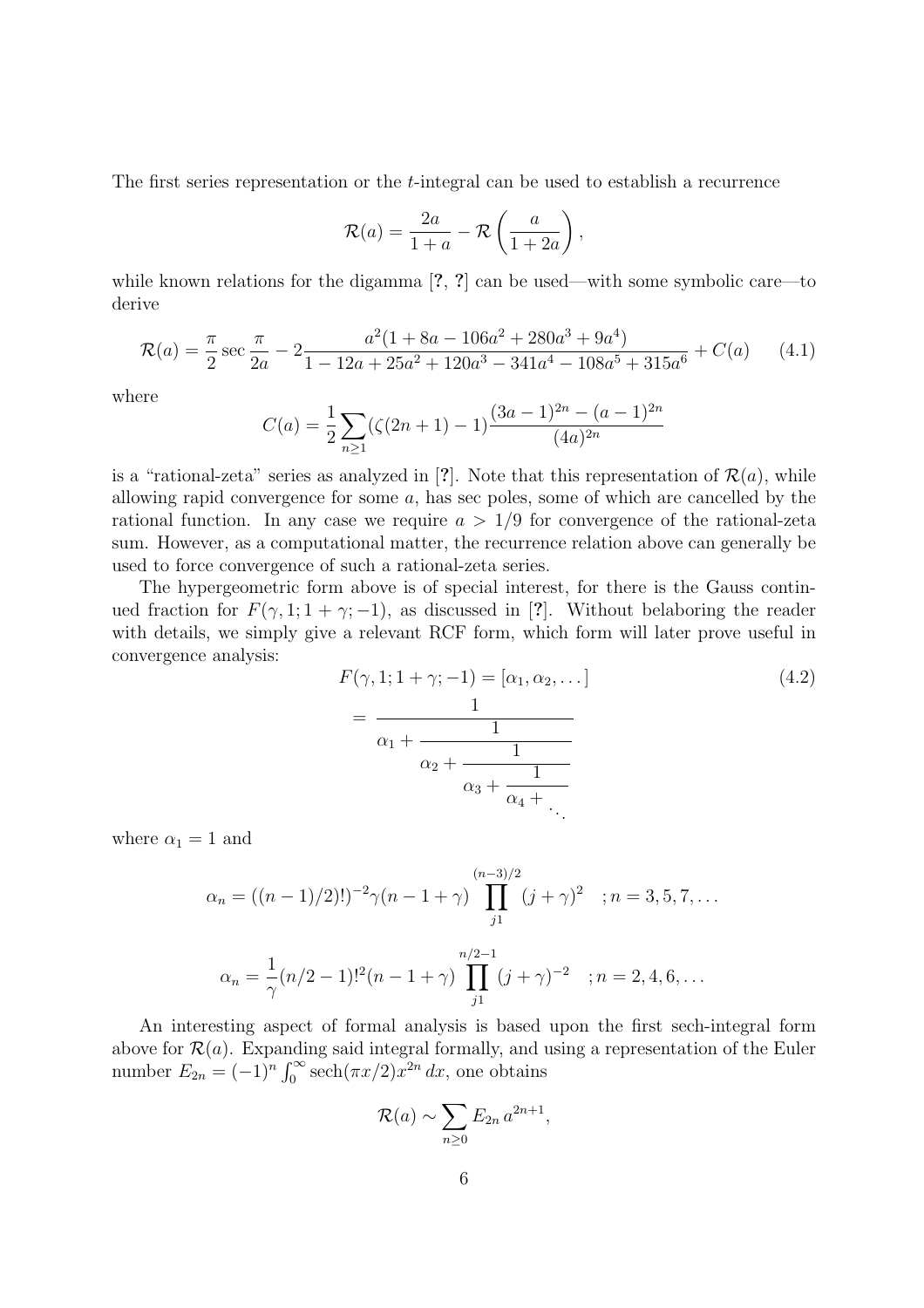The first series representation or the $t$-integral can be used to establish a recurrence

$$\mathcal{R}(a) = \frac{2a}{1+a} - \mathcal{R}\left(\frac{a}{1+2a}\right),$$

while known relations for the digamma [?, ?] can be used—with some symbolic care—to derive

$$\mathcal{R}(a) = \frac{\pi}{2}\sec\frac{\pi}{2a} - 2\frac{a^2(1+8a-106a^2+280a^3+9a^4)}{1-12a+25a^2+120a^3-341a^4-108a^5+315a^6} + C(a) \tag{4.1}$$

where

$$C(a) = \frac{1}{2}\sum_{n\geq 1}(\zeta(2n+1)-1)\frac{(3a-1)^{2n}-(a-1)^{2n}}{(4a)^{2n}}$$

is a "rational-zeta" series as analyzed in [?]. Note that this representation of $\mathcal{R}(a)$, while allowing rapid convergence for some $a$, has sec poles, some of which are cancelled by the rational function. In any case we require $a > 1/9$ for convergence of the rational-zeta sum. However, as a computational matter, the recurrence relation above can generally be used to force convergence of such a rational-zeta series.

The hypergeometric form above is of special interest, for there is the Gauss continued fraction for $F(\gamma, 1; 1+\gamma; -1)$, as discussed in [?]. Without belaboring the reader with details, we simply give a relevant RCF form, which form will later prove useful in convergence analysis:

$$F(\gamma, 1; 1+\gamma; -1) = [\alpha_1, \alpha_2, \dots] \tag{4.2}$$

$$= \cfrac{1}{\alpha_1 + \cfrac{1}{\alpha_2 + \cfrac{1}{\alpha_3 + \cfrac{1}{\alpha_4 + \ddots}}}}$$

where $\alpha_1 = 1$ and

$$\alpha_n = ((n-1)/2)!)^{-2}\gamma(n-1+\gamma)\prod_{j1}^{(n-3)/2}(j+\gamma)^2 \quad ; n = 3, 5, 7, \dots$$

$$\alpha_n = \frac{1}{\gamma}(n/2-1)!^2(n-1+\gamma)\prod_{j1}^{n/2-1}(j+\gamma)^{-2} \quad ; n = 2, 4, 6, \dots$$

An interesting aspect of formal analysis is based upon the first sech-integral form above for $\mathcal{R}(a)$. Expanding said integral formally, and using a representation of the Euler number $E_{2n} = (-1)^n \int_0^\infty \operatorname{sech}(\pi x/2) x^{2n}\, dx$, one obtains

$$\mathcal{R}(a) \sim \sum_{n\geq 0} E_{2n}\, a^{2n+1},$$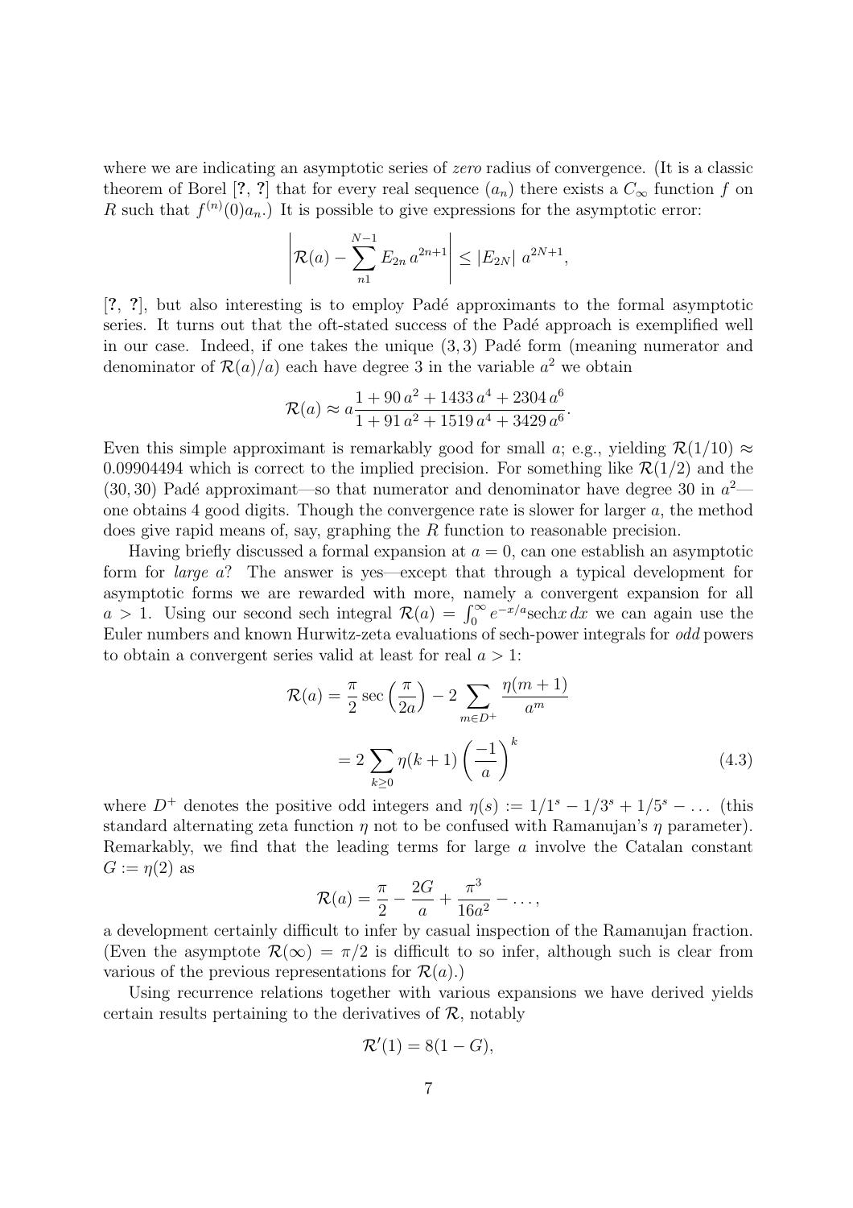where we are indicating an asymptotic series of *zero* radius of convergence. (It is a classic theorem of Borel [?, ?] that for every real sequence $(a_n)$ there exists a $C_\infty$ function $f$ on $R$ such that $f^{(n)}(0)a_n$.) It is possible to give expressions for the asymptotic error:

$$\left| \mathcal{R}(a) - \sum_{n1}^{N-1} E_{2n}\, a^{2n+1} \right| \leq |E_{2N}|\; a^{2N+1},$$

[?, ?], but also interesting is to employ Padé approximants to the formal asymptotic series. It turns out that the oft-stated success of the Padé approach is exemplified well in our case. Indeed, if one takes the unique $(3,3)$ Padé form (meaning numerator and denominator of $\mathcal{R}(a)/a$) each have degree 3 in the variable $a^2$ we obtain

$$\mathcal{R}(a) \approx a \frac{1 + 90\, a^2 + 1433\, a^4 + 2304\, a^6}{1 + 91\, a^2 + 1519\, a^4 + 3429\, a^6}.$$

Even this simple approximant is remarkably good for small $a$; e.g., yielding $\mathcal{R}(1/10) \approx 0.09904494$ which is correct to the implied precision. For something like $\mathcal{R}(1/2)$ and the $(30,30)$ Padé approximant—so that numerator and denominator have degree 30 in $a^2$—one obtains 4 good digits. Though the convergence rate is slower for larger $a$, the method does give rapid means of, say, graphing the $R$ function to reasonable precision.

Having briefly discussed a formal expansion at $a = 0$, can one establish an asymptotic form for *large* $a$? The answer is yes—except that through a typical development for asymptotic forms we are rewarded with more, namely a convergent expansion for all $a > 1$. Using our second sech integral $\mathcal{R}(a) = \int_0^\infty e^{-x/a} \mathrm{sech} x\, dx$ we can again use the Euler numbers and known Hurwitz-zeta evaluations of sech-power integrals for *odd* powers to obtain a convergent series valid at least for real $a > 1$:

$$\begin{aligned} \mathcal{R}(a) &= \frac{\pi}{2} \sec\left(\frac{\pi}{2a}\right) - 2 \sum_{m \in D^+} \frac{\eta(m+1)}{a^m} \\ &= 2 \sum_{k \geq 0} \eta(k+1) \left(\frac{-1}{a}\right)^k \end{aligned} \tag{4.3}$$

where $D^+$ denotes the positive odd integers and $\eta(s) := 1/1^s - 1/3^s + 1/5^s - \ldots$ (this standard alternating zeta function $\eta$ not to be confused with Ramanujan's $\eta$ parameter). Remarkably, we find that the leading terms for large $a$ involve the Catalan constant $G := \eta(2)$ as

$$\mathcal{R}(a) = \frac{\pi}{2} - \frac{2G}{a} + \frac{\pi^3}{16a^2} - \ldots,$$

a development certainly difficult to infer by casual inspection of the Ramanujan fraction. (Even the asymptote $\mathcal{R}(\infty) = \pi/2$ is difficult to so infer, although such is clear from various of the previous representations for $\mathcal{R}(a)$.)

Using recurrence relations together with various expansions we have derived yields certain results pertaining to the derivatives of $\mathcal{R}$, notably

$$\mathcal{R}'(1) = 8(1 - G),$$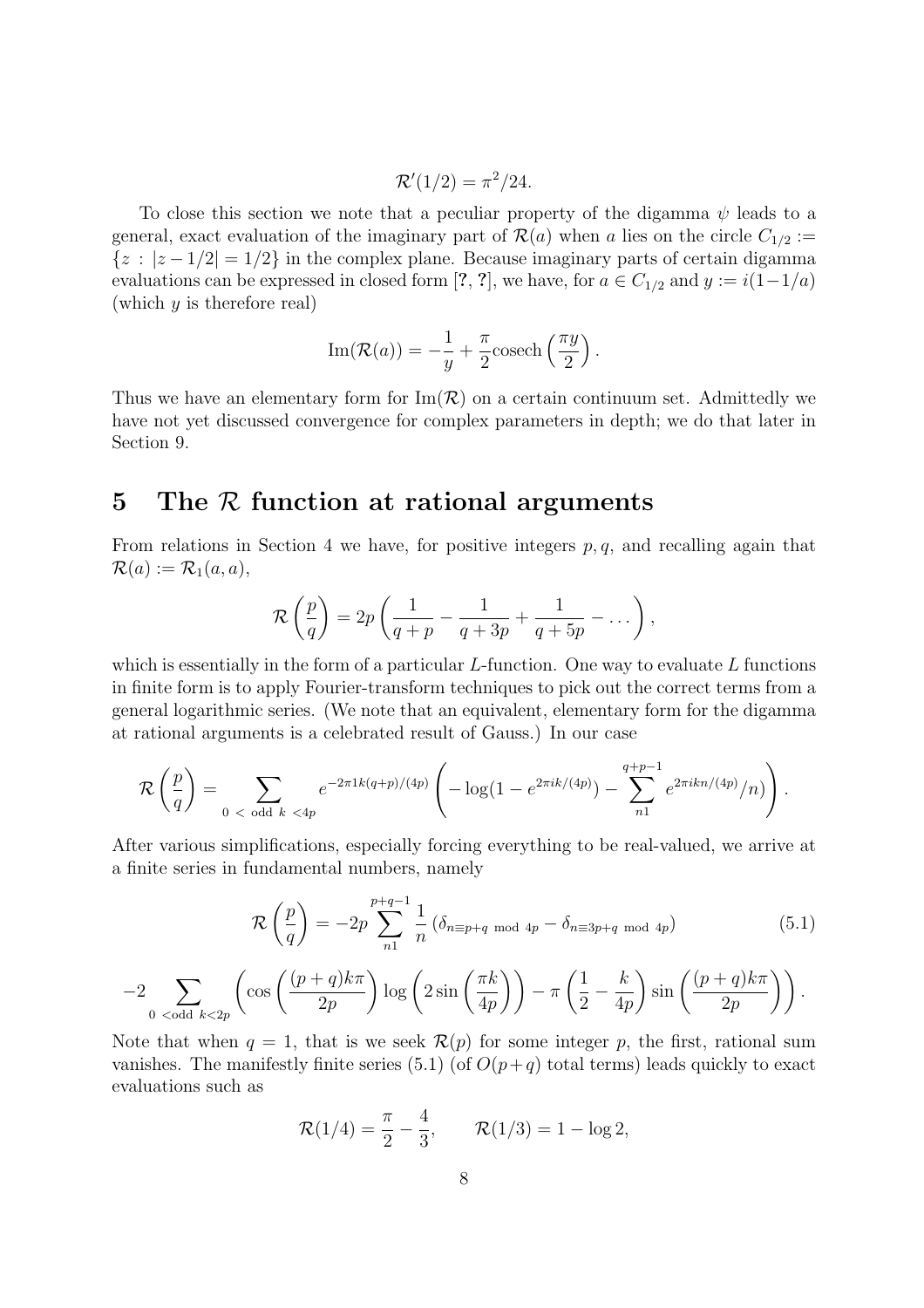$$\mathcal{R}'(1/2) = \pi^2/24.$$

To close this section we note that a peculiar property of the digamma $\psi$ leads to a general, exact evaluation of the imaginary part of $\mathcal{R}(a)$ when $a$ lies on the circle $C_{1/2} := \{z : |z - 1/2| = 1/2\}$ in the complex plane. Because imaginary parts of certain digamma evaluations can be expressed in closed form [?, ?], we have, for $a \in C_{1/2}$ and $y := i(1-1/a)$ (which $y$ is therefore real)

$$\mathrm{Im}(\mathcal{R}(a)) = -\frac{1}{y} + \frac{\pi}{2}\mathrm{cosech}\left(\frac{\pi y}{2}\right).$$

Thus we have an elementary form for $\mathrm{Im}(\mathcal{R})$ on a certain continuum set. Admittedly we have not yet discussed convergence for complex parameters in depth; we do that later in Section 9.

# 5 The $\mathcal{R}$ function at rational arguments

From relations in Section 4 we have, for positive integers $p, q$, and recalling again that $\mathcal{R}(a) := \mathcal{R}_1(a, a)$,

$$\mathcal{R}\left(\frac{p}{q}\right) = 2p\left(\frac{1}{q+p} - \frac{1}{q+3p} + \frac{1}{q+5p} - \dots\right),$$

which is essentially in the form of a particular $L$-function. One way to evaluate $L$ functions in finite form is to apply Fourier-transform techniques to pick out the correct terms from a general logarithmic series. (We note that an equivalent, elementary form for the digamma at rational arguments is a celebrated result of Gauss.) In our case

$$\mathcal{R}\left(\frac{p}{q}\right) = \sum_{0 \,<\, \text{odd } k \,<4p} e^{-2\pi 1 k(q+p)/(4p)}\left(-\log(1 - e^{2\pi i k/(4p)}) - \sum_{n1}^{q+p-1} e^{2\pi i k n/(4p)}/n)\right).$$

After various simplifications, especially forcing everything to be real-valued, we arrive at a finite series in fundamental numbers, namely

$$\mathcal{R}\left(\frac{p}{q}\right) = -2p\sum_{n1}^{p+q-1}\frac{1}{n}\left(\delta_{n\equiv p+q \bmod 4p} - \delta_{n\equiv 3p+q \bmod 4p}\right) \tag{5.1}$$

$$-2\sum_{0\,<\text{odd } k<2p}\left(\cos\left(\frac{(p+q)k\pi}{2p}\right)\log\left(2\sin\left(\frac{\pi k}{4p}\right)\right) - \pi\left(\frac{1}{2} - \frac{k}{4p}\right)\sin\left(\frac{(p+q)k\pi}{2p}\right)\right).$$

Note that when $q = 1$, that is we seek $\mathcal{R}(p)$ for some integer $p$, the first, rational sum vanishes. The manifestly finite series (5.1) (of $O(p+q)$ total terms) leads quickly to exact evaluations such as

$$\mathcal{R}(1/4) = \frac{\pi}{2} - \frac{4}{3}, \qquad \mathcal{R}(1/3) = 1 - \log 2,$$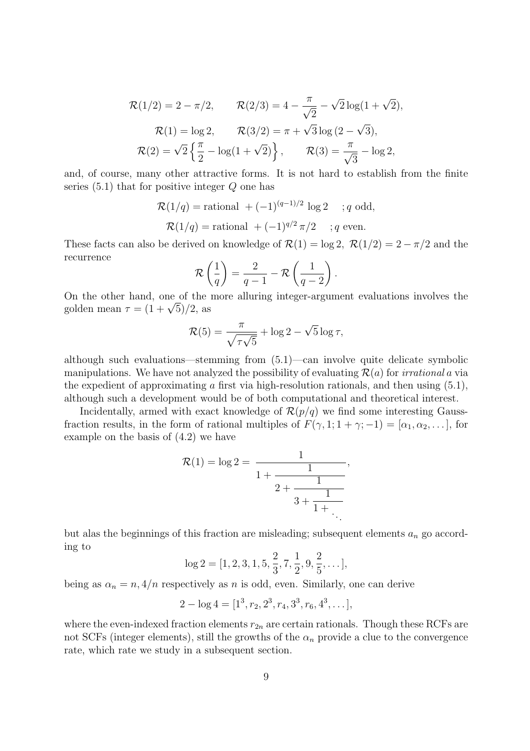$$\mathcal{R}(1/2) = 2 - \pi/2, \qquad \mathcal{R}(2/3) = 4 - \frac{\pi}{\sqrt{2}} - \sqrt{2}\log(1+\sqrt{2}),$$

$$\mathcal{R}(1) = \log 2, \qquad \mathcal{R}(3/2) = \pi + \sqrt{3}\log(2-\sqrt{3}),$$

$$\mathcal{R}(2) = \sqrt{2}\left\{\frac{\pi}{2} - \log(1+\sqrt{2})\right\}, \qquad \mathcal{R}(3) = \frac{\pi}{\sqrt{3}} - \log 2,$$

and, of course, many other attractive forms. It is not hard to establish from the finite series (5.1) that for positive integer $Q$ one has

$$\mathcal{R}(1/q) = \text{rational } + (-1)^{(q-1)/2} \log 2 \quad ; q \text{ odd},$$

$$\mathcal{R}(1/q) = \text{rational } + (-1)^{q/2}\, \pi/2 \quad ; q \text{ even}.$$

These facts can also be derived on knowledge of $\mathcal{R}(1) = \log 2$, $\mathcal{R}(1/2) = 2 - \pi/2$ and the recurrence

$$\mathcal{R}\left(\frac{1}{q}\right) = \frac{2}{q-1} - \mathcal{R}\left(\frac{1}{q-2}\right).$$

On the other hand, one of the more alluring integer-argument evaluations involves the golden mean $\tau = (1+\sqrt{5})/2$, as

$$\mathcal{R}(5) = \frac{\pi}{\sqrt{\tau\sqrt{5}}} + \log 2 - \sqrt{5}\log\tau,$$

although such evaluations—stemming from (5.1)—can involve quite delicate symbolic manipulations. We have not analyzed the possibility of evaluating $\mathcal{R}(a)$ for *irrational* $a$ via the expedient of approximating $a$ first via high-resolution rationals, and then using (5.1), although such a development would be of both computational and theoretical interest.

Incidentally, armed with exact knowledge of $\mathcal{R}(p/q)$ we find some interesting Gauss-fraction results, in the form of rational multiples of $F(\gamma, 1; 1+\gamma; -1) = [\alpha_1, \alpha_2, \ldots]$, for example on the basis of (4.2) we have

$$\mathcal{R}(1) = \log 2 = \cfrac{1}{1 + \cfrac{1}{2 + \cfrac{1}{3 + \cfrac{1}{1 + \ddots}}}},$$

but alas the beginnings of this fraction are misleading; subsequent elements $a_n$ go according to

$$\log 2 = [1, 2, 3, 1, 5, \frac{2}{3}, 7, \frac{1}{2}, 9, \frac{2}{5}, \ldots],$$

being as $\alpha_n = n, 4/n$ respectively as $n$ is odd, even. Similarly, one can derive

$$2 - \log 4 = [1^3, r_2, 2^3, r_4, 3^3, r_6, 4^3, \ldots],$$

where the even-indexed fraction elements $r_{2n}$ are certain rationals. Though these RCFs are not SCFs (integer elements), still the growths of the $\alpha_n$ provide a clue to the convergence rate, which rate we study in a subsequent section.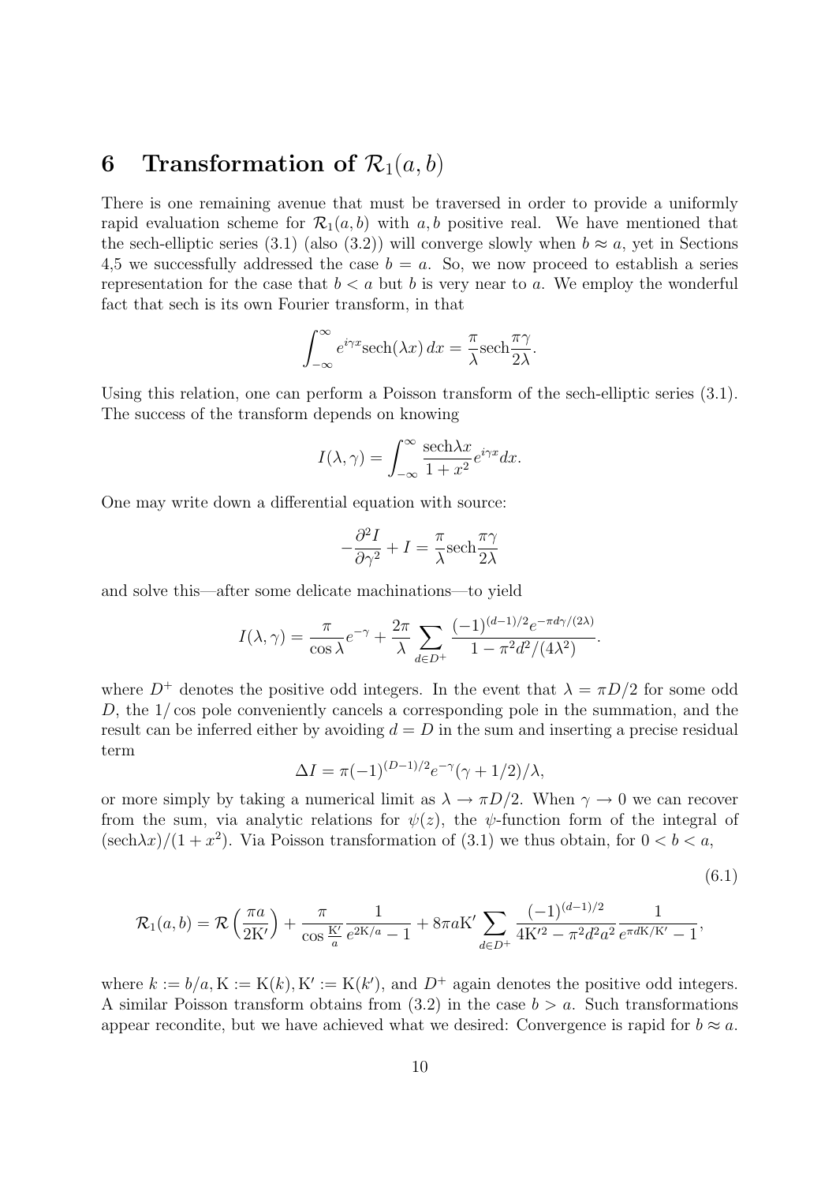## 6 Transformation of $\mathcal{R}_1(a, b)$

There is one remaining avenue that must be traversed in order to provide a uniformly rapid evaluation scheme for $\mathcal{R}_1(a, b)$ with $a, b$ positive real. We have mentioned that the sech-elliptic series (3.1) (also (3.2)) will converge slowly when $b \approx a$, yet in Sections 4,5 we successfully addressed the case $b = a$. So, we now proceed to establish a series representation for the case that $b < a$ but $b$ is very near to $a$. We employ the wonderful fact that sech is its own Fourier transform, in that

$$\int_{-\infty}^{\infty} e^{i\gamma x} \mathrm{sech}(\lambda x)\, dx = \frac{\pi}{\lambda} \mathrm{sech} \frac{\pi \gamma}{2\lambda}.$$

Using this relation, one can perform a Poisson transform of the sech-elliptic series (3.1). The success of the transform depends on knowing

$$I(\lambda, \gamma) = \int_{-\infty}^{\infty} \frac{\mathrm{sech} \lambda x}{1 + x^2} e^{i\gamma x} dx.$$

One may write down a differential equation with source:

$$-\frac{\partial^2 I}{\partial \gamma^2} + I = \frac{\pi}{\lambda} \mathrm{sech} \frac{\pi \gamma}{2\lambda}$$

and solve this—after some delicate machinations—to yield

$$I(\lambda, \gamma) = \frac{\pi}{\cos \lambda} e^{-\gamma} + \frac{2\pi}{\lambda} \sum_{d \in D^+} \frac{(-1)^{(d-1)/2} e^{-\pi d \gamma/(2\lambda)}}{1 - \pi^2 d^2/(4\lambda^2)}.$$

where $D^+$ denotes the positive odd integers. In the event that $\lambda = \pi D/2$ for some odd $D$, the $1/\cos$ pole conveniently cancels a corresponding pole in the summation, and the result can be inferred either by avoiding $d = D$ in the sum and inserting a precise residual term

$$\Delta I = \pi (-1)^{(D-1)/2} e^{-\gamma} (\gamma + 1/2)/\lambda,$$

or more simply by taking a numerical limit as $\lambda \to \pi D/2$. When $\gamma \to 0$ we can recover from the sum, via analytic relations for $\psi(z)$, the $\psi$-function form of the integral of $(\mathrm{sech} \lambda x)/(1 + x^2)$. Via Poisson transformation of (3.1) we thus obtain, for $0 < b < a$,

$$\mathcal{R}_1(a, b) = \mathcal{R}\left(\frac{\pi a}{2\mathrm{K}'}\right) + \frac{\pi}{\cos \frac{\mathrm{K}'}{a}} \frac{1}{e^{2\mathrm{K}/a} - 1} + 8\pi a \mathrm{K}' \sum_{d \in D^+} \frac{(-1)^{(d-1)/2}}{4\mathrm{K}'^2 - \pi^2 d^2 a^2} \frac{1}{e^{\pi d \mathrm{K}/\mathrm{K}'} - 1}, \tag{6.1}$$

where $k := b/a, \mathrm{K} := \mathrm{K}(k), \mathrm{K}' := \mathrm{K}(k')$, and $D^+$ again denotes the positive odd integers. A similar Poisson transform obtains from (3.2) in the case $b > a$. Such transformations appear recondite, but we have achieved what we desired: Convergence is rapid for $b \approx a$.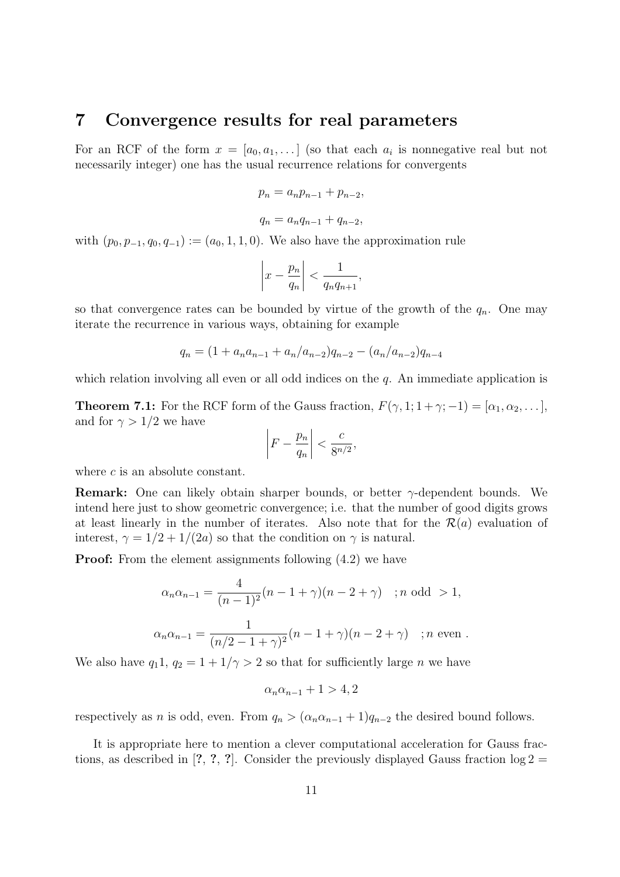# 7 Convergence results for real parameters

For an RCF of the form $x = [a_0, a_1, \dots]$ (so that each $a_i$ is nonnegative real but not necessarily integer) one has the usual recurrence relations for convergents

$$p_n = a_n p_{n-1} + p_{n-2},$$

$$q_n = a_n q_{n-1} + q_{n-2},$$

with $(p_0, p_{-1}, q_0, q_{-1}) := (a_0, 1, 1, 0)$. We also have the approximation rule

$$\left| x - \frac{p_n}{q_n} \right| < \frac{1}{q_n q_{n+1}},$$

so that convergence rates can be bounded by virtue of the growth of the $q_n$. One may iterate the recurrence in various ways, obtaining for example

$$q_n = (1 + a_n a_{n-1} + a_n/a_{n-2})q_{n-2} - (a_n/a_{n-2})q_{n-4}$$

which relation involving all even or all odd indices on the $q$. An immediate application is

**Theorem 7.1:** For the RCF form of the Gauss fraction, $F(\gamma, 1; 1+\gamma; -1) = [\alpha_1, \alpha_2, \dots]$, and for $\gamma > 1/2$ we have

$$\left| F - \frac{p_n}{q_n} \right| < \frac{c}{8^{n/2}},$$

where $c$ is an absolute constant.

**Remark:** One can likely obtain sharper bounds, or better $\gamma$-dependent bounds. We intend here just to show geometric convergence; i.e. that the number of good digits grows at least linearly in the number of iterates. Also note that for the $\mathcal{R}(a)$ evaluation of interest, $\gamma = 1/2 + 1/(2a)$ so that the condition on $\gamma$ is natural.

**Proof:** From the element assignments following (4.2) we have

$$\alpha_n \alpha_{n-1} = \frac{4}{(n-1)^2}(n-1+\gamma)(n-2+\gamma) \quad ; n \text{ odd } > 1,$$

$$\alpha_n \alpha_{n-1} = \frac{1}{(n/2-1+\gamma)^2}(n-1+\gamma)(n-2+\gamma) \quad ; n \text{ even }.$$

We also have $q_1 1$, $q_2 = 1 + 1/\gamma > 2$ so that for sufficiently large $n$ we have

$$\alpha_n \alpha_{n-1} + 1 > 4, 2$$

respectively as $n$ is odd, even. From $q_n > (\alpha_n \alpha_{n-1} + 1)q_{n-2}$ the desired bound follows.

It is appropriate here to mention a clever computational acceleration for Gauss fractions, as described in [?, ?, ?]. Consider the previously displayed Gauss fraction $\log 2 =$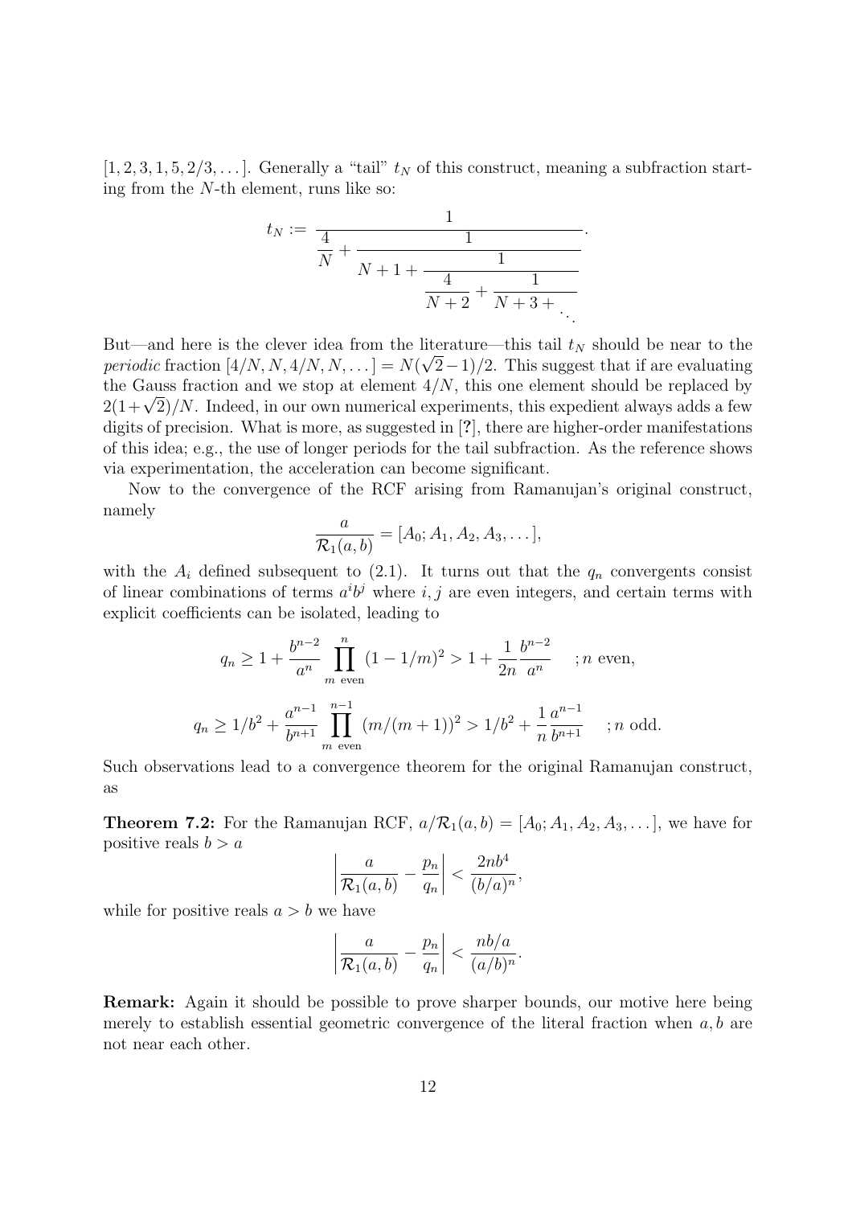$[1, 2, 3, 1, 5, 2/3, \dots]$. Generally a "tail" $t_N$ of this construct, meaning a subfraction starting from the $N$-th element, runs like so:

$$t_N := \cfrac{1}{\cfrac{4}{N} + \cfrac{1}{N+1+\cfrac{1}{\cfrac{4}{N+2} + \cfrac{1}{N+3+\ddots}}}}.$$

But—and here is the clever idea from the literature—this tail $t_N$ should be near to the *periodic* fraction $[4/N, N, 4/N, N, \dots] = N(\sqrt{2}-1)/2$. This suggest that if are evaluating the Gauss fraction and we stop at element $4/N$, this one element should be replaced by $2(1+\sqrt{2})/N$. Indeed, in our own numerical experiments, this expedient always adds a few digits of precision. What is more, as suggested in [?], there are higher-order manifestations of this idea; e.g., the use of longer periods for the tail subfraction. As the reference shows via experimentation, the acceleration can become significant.

Now to the convergence of the RCF arising from Ramanujan's original construct, namely

$$\frac{a}{\mathcal{R}_1(a,b)} = [A_0; A_1, A_2, A_3, \dots],$$

with the $A_i$ defined subsequent to (2.1). It turns out that the $q_n$ convergents consist of linear combinations of terms $a^i b^j$ where $i, j$ are even integers, and certain terms with explicit coefficients can be isolated, leading to

$$q_n \geq 1 + \frac{b^{n-2}}{a^n} \prod_{m \text{ even}}^{n} (1 - 1/m)^2 > 1 + \frac{1}{2n} \frac{b^{n-2}}{a^n} \quad ; n \text{ even},$$

$$q_n \geq 1/b^2 + \frac{a^{n-1}}{b^{n+1}} \prod_{m \text{ even}}^{n-1} (m/(m+1))^2 > 1/b^2 + \frac{1}{n} \frac{a^{n-1}}{b^{n+1}} \quad ; n \text{ odd}.$$

Such observations lead to a convergence theorem for the original Ramanujan construct, as

**Theorem 7.2:** For the Ramanujan RCF, $a/\mathcal{R}_1(a,b) = [A_0; A_1, A_2, A_3, \dots]$, we have for positive reals $b > a$

$$\left| \frac{a}{\mathcal{R}_1(a,b)} - \frac{p_n}{q_n} \right| < \frac{2nb^4}{(b/a)^n},$$

while for positive reals $a > b$ we have

$$\left| \frac{a}{\mathcal{R}_1(a,b)} - \frac{p_n}{q_n} \right| < \frac{nb/a}{(a/b)^n}.$$

**Remark:** Again it should be possible to prove sharper bounds, our motive here being merely to establish essential geometric convergence of the literal fraction when $a, b$ are not near each other.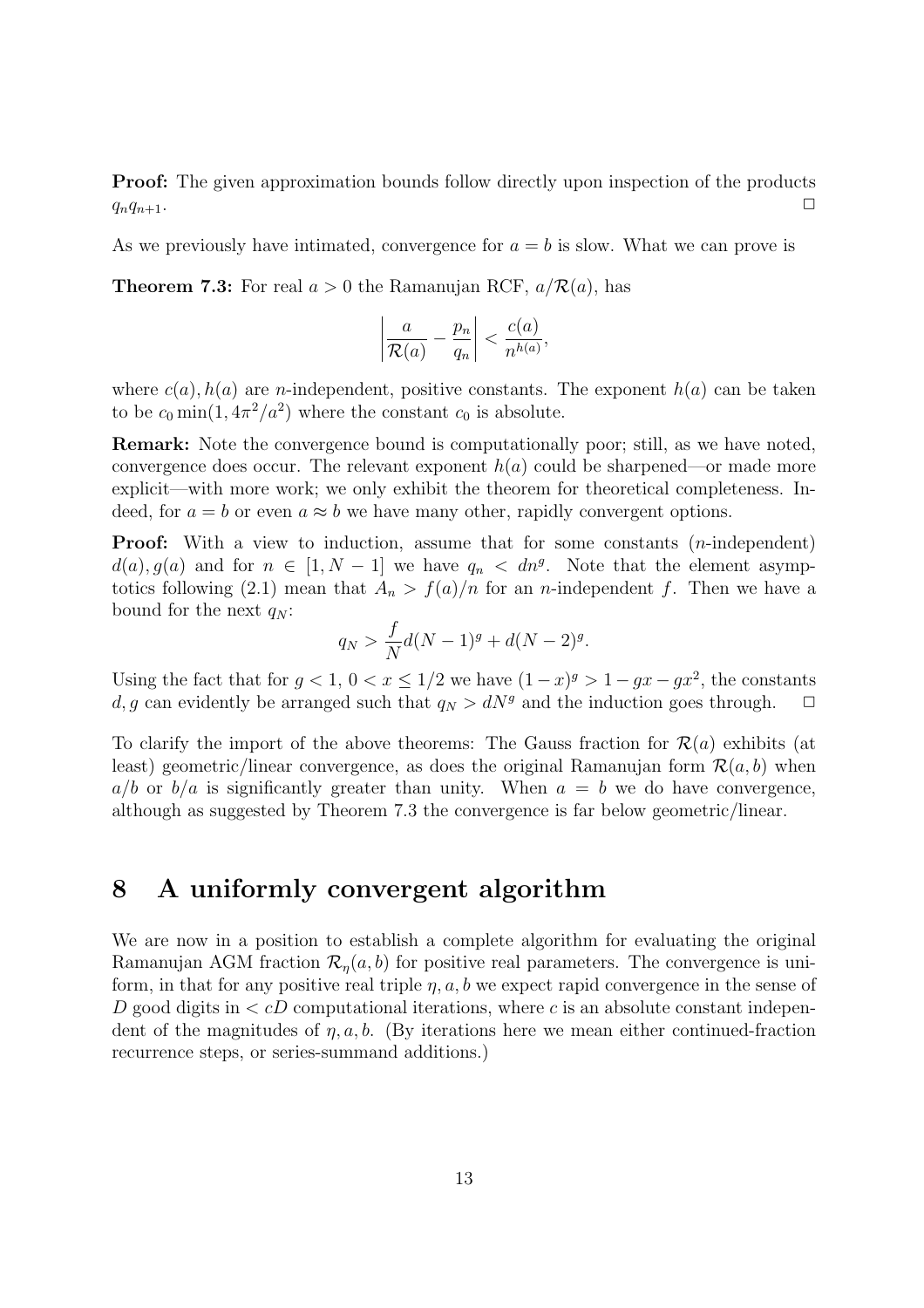**Proof:** The given approximation bounds follow directly upon inspection of the products $q_n q_{n+1}$. $\square$

As we previously have intimated, convergence for $a = b$ is slow. What we can prove is

**Theorem 7.3:** For real $a > 0$ the Ramanujan RCF, $a/\mathcal{R}(a)$, has

$$\left| \frac{a}{\mathcal{R}(a)} - \frac{p_n}{q_n} \right| < \frac{c(a)}{n^{h(a)}},$$

where $c(a), h(a)$ are $n$-independent, positive constants. The exponent $h(a)$ can be taken to be $c_0 \min(1, 4\pi^2/a^2)$ where the constant $c_0$ is absolute.

**Remark:** Note the convergence bound is computationally poor; still, as we have noted, convergence does occur. The relevant exponent $h(a)$ could be sharpened—or made more explicit—with more work; we only exhibit the theorem for theoretical completeness. Indeed, for $a = b$ or even $a \approx b$ we have many other, rapidly convergent options.

**Proof:** With a view to induction, assume that for some constants ($n$-independent) $d(a), g(a)$ and for $n \in [1, N-1]$ we have $q_n < dn^g$. Note that the element asymptotics following (2.1) mean that $A_n > f(a)/n$ for an $n$-independent $f$. Then we have a bound for the next $q_N$:

$$q_N > \frac{f}{N} d(N-1)^g + d(N-2)^g.$$

Using the fact that for $g < 1$, $0 < x \le 1/2$ we have $(1-x)^g > 1 - gx - gx^2$, the constants $d, g$ can evidently be arranged such that $q_N > dN^g$ and the induction goes through. $\square$

To clarify the import of the above theorems: The Gauss fraction for $\mathcal{R}(a)$ exhibits (at least) geometric/linear convergence, as does the original Ramanujan form $\mathcal{R}(a, b)$ when $a/b$ or $b/a$ is significantly greater than unity. When $a = b$ we do have convergence, although as suggested by Theorem 7.3 the convergence is far below geometric/linear.

# 8 A uniformly convergent algorithm

We are now in a position to establish a complete algorithm for evaluating the original Ramanujan AGM fraction $\mathcal{R}_\eta(a, b)$ for positive real parameters. The convergence is uniform, in that for any positive real triple $\eta, a, b$ we expect rapid convergence in the sense of $D$ good digits in $< cD$ computational iterations, where $c$ is an absolute constant independent of the magnitudes of $\eta, a, b$. (By iterations here we mean either continued-fraction recurrence steps, or series-summand additions.)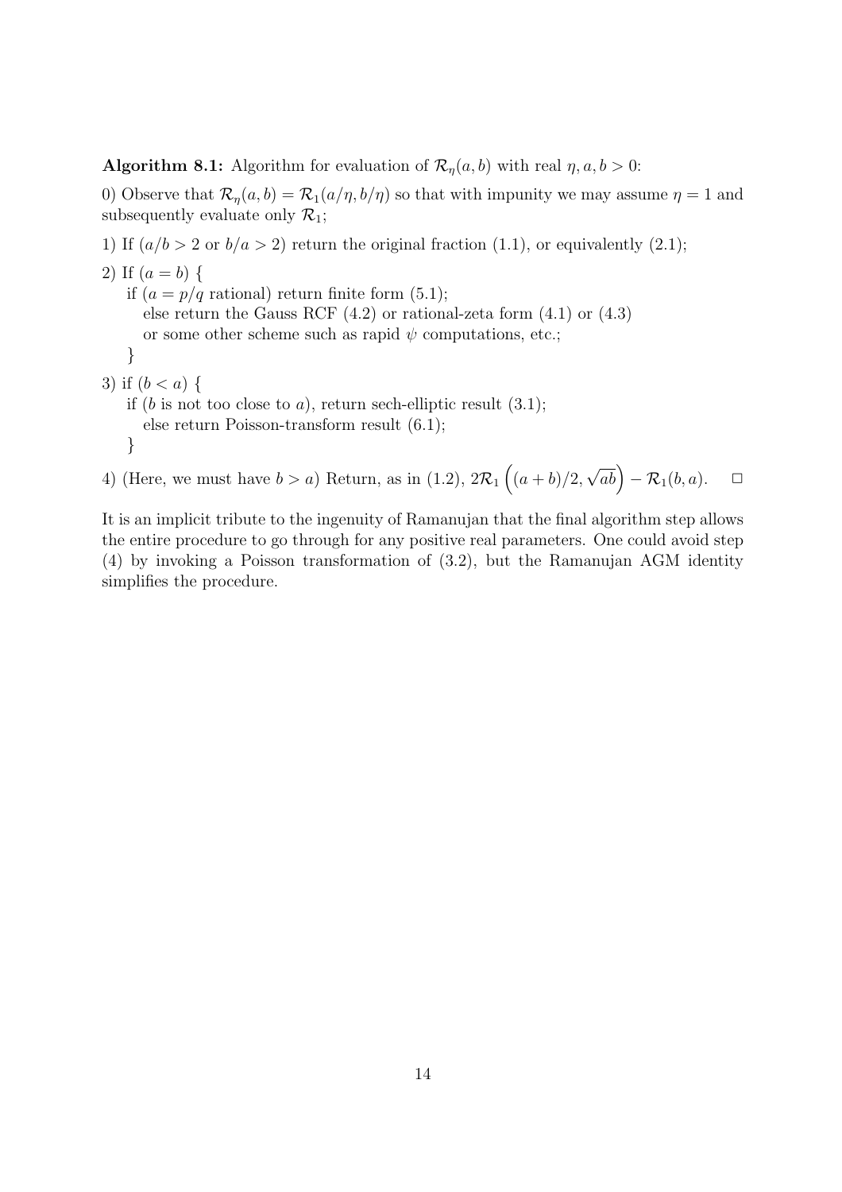**Algorithm 8.1:** Algorithm for evaluation of $\mathcal{R}_\eta(a,b)$ with real $\eta, a, b > 0$:

0) Observe that $\mathcal{R}_\eta(a,b) = \mathcal{R}_1(a/\eta, b/\eta)$ so that with impunity we may assume $\eta = 1$ and subsequently evaluate only $\mathcal{R}_1$;

1) If $(a/b > 2$ or $b/a > 2)$ return the original fraction (1.1), or equivalently (2.1);

2) If $(a = b)$ {
   if ($a = p/q$ rational) return finite form (5.1);
      else return the Gauss RCF (4.2) or rational-zeta form (4.1) or (4.3)
      or some other scheme such as rapid $\psi$ computations, etc.;
   }

3) if $(b < a)$ {
   if ($b$ is not too close to $a$), return sech-elliptic result (3.1);
      else return Poisson-transform result (6.1);
   }

4) (Here, we must have $b > a$) Return, as in (1.2), $2\mathcal{R}_1\left((a+b)/2, \sqrt{ab}\right) - \mathcal{R}_1(b,a)$. $\square$

It is an implicit tribute to the ingenuity of Ramanujan that the final algorithm step allows the entire procedure to go through for any positive real parameters. One could avoid step (4) by invoking a Poisson transformation of (3.2), but the Ramanujan AGM identity simplifies the procedure.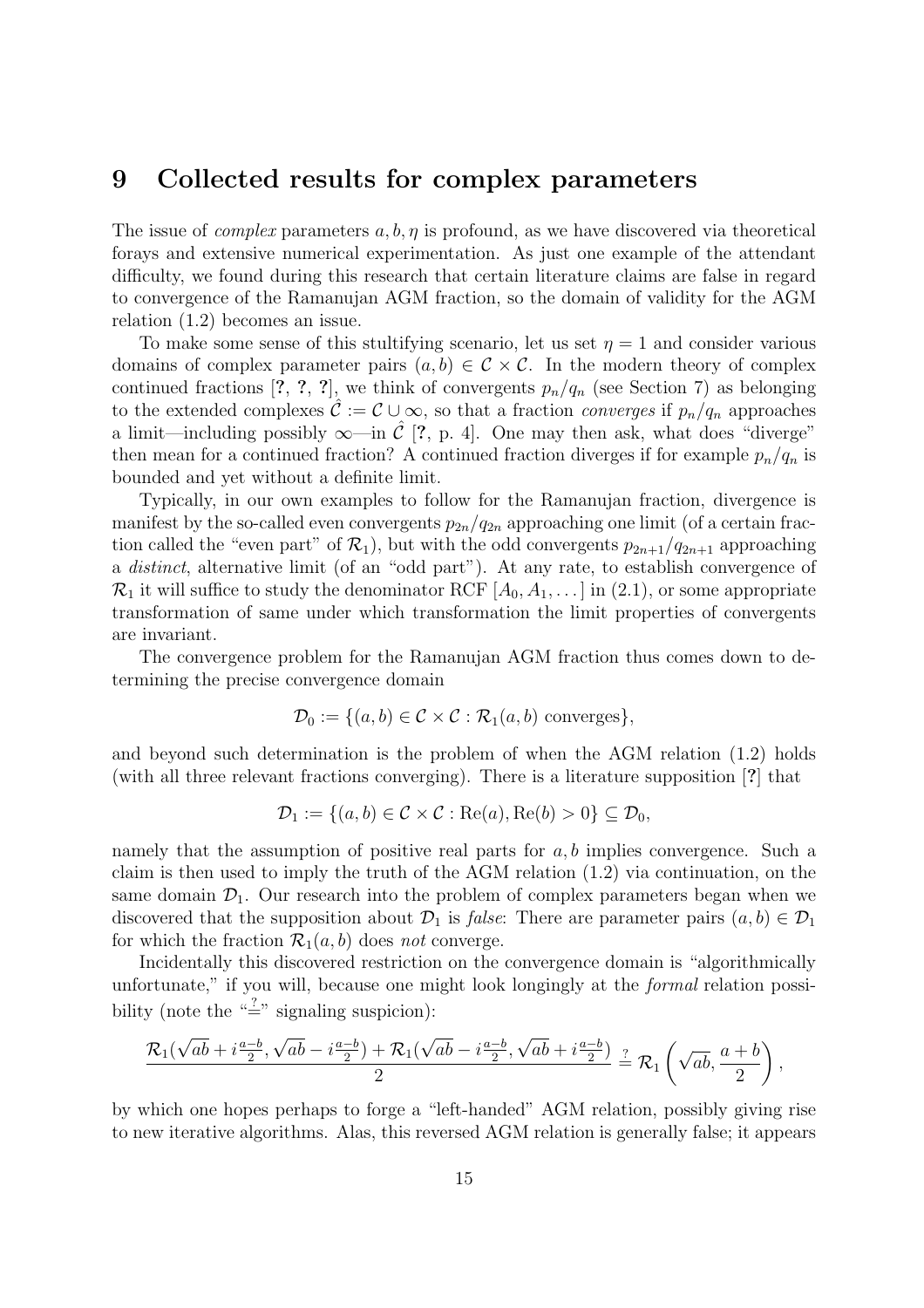# 9 Collected results for complex parameters

The issue of *complex* parameters $a, b, \eta$ is profound, as we have discovered via theoretical forays and extensive numerical experimentation. As just one example of the attendant difficulty, we found during this research that certain literature claims are false in regard to convergence of the Ramanujan AGM fraction, so the domain of validity for the AGM relation (1.2) becomes an issue.

To make some sense of this stultifying scenario, let us set $\eta = 1$ and consider various domains of complex parameter pairs $(a, b) \in \mathcal{C} \times \mathcal{C}$. In the modern theory of complex continued fractions [?, ?, ?], we think of convergents $p_n/q_n$ (see Section 7) as belonging to the extended complexes $\hat{\mathcal{C}} := \mathcal{C} \cup \infty$, so that a fraction *converges* if $p_n/q_n$ approaches a limit—including possibly $\infty$—in $\hat{\mathcal{C}}$ [?, p. 4]. One may then ask, what does "diverge" then mean for a continued fraction? A continued fraction diverges if for example $p_n/q_n$ is bounded and yet without a definite limit.

Typically, in our own examples to follow for the Ramanujan fraction, divergence is manifest by the so-called even convergents $p_{2n}/q_{2n}$ approaching one limit (of a certain fraction called the "even part" of $\mathcal{R}_1$), but with the odd convergents $p_{2n+1}/q_{2n+1}$ approaching a *distinct*, alternative limit (of an "odd part"). At any rate, to establish convergence of $\mathcal{R}_1$ it will suffice to study the denominator RCF $[A_0, A_1, \dots]$ in (2.1), or some appropriate transformation of same under which transformation the limit properties of convergents are invariant.

The convergence problem for the Ramanujan AGM fraction thus comes down to determining the precise convergence domain

$$\mathcal{D}_0 := \{(a, b) \in \mathcal{C} \times \mathcal{C} : \mathcal{R}_1(a, b) \text{ converges}\},$$

and beyond such determination is the problem of when the AGM relation (1.2) holds (with all three relevant fractions converging). There is a literature supposition [?] that

$$\mathcal{D}_1 := \{(a, b) \in \mathcal{C} \times \mathcal{C} : \mathrm{Re}(a), \mathrm{Re}(b) > 0\} \subseteq \mathcal{D}_0,$$

namely that the assumption of positive real parts for $a, b$ implies convergence. Such a claim is then used to imply the truth of the AGM relation (1.2) via continuation, on the same domain $\mathcal{D}_1$. Our research into the problem of complex parameters began when we discovered that the supposition about $\mathcal{D}_1$ is *false*: There are parameter pairs $(a, b) \in \mathcal{D}_1$ for which the fraction $\mathcal{R}_1(a, b)$ does *not* converge.

Incidentally this discovered restriction on the convergence domain is "algorithmically unfortunate," if you will, because one might look longingly at the *formal* relation possibility (note the "$\stackrel{?}{=}$" signaling suspicion):

$$\frac{\mathcal{R}_1(\sqrt{ab} + i\frac{a-b}{2}, \sqrt{ab} - i\frac{a-b}{2}) + \mathcal{R}_1(\sqrt{ab} - i\frac{a-b}{2}, \sqrt{ab} + i\frac{a-b}{2})}{2} \stackrel{?}{=} \mathcal{R}_1\left(\sqrt{ab}, \frac{a+b}{2}\right),$$

by which one hopes perhaps to forge a "left-handed" AGM relation, possibly giving rise to new iterative algorithms. Alas, this reversed AGM relation is generally false; it appears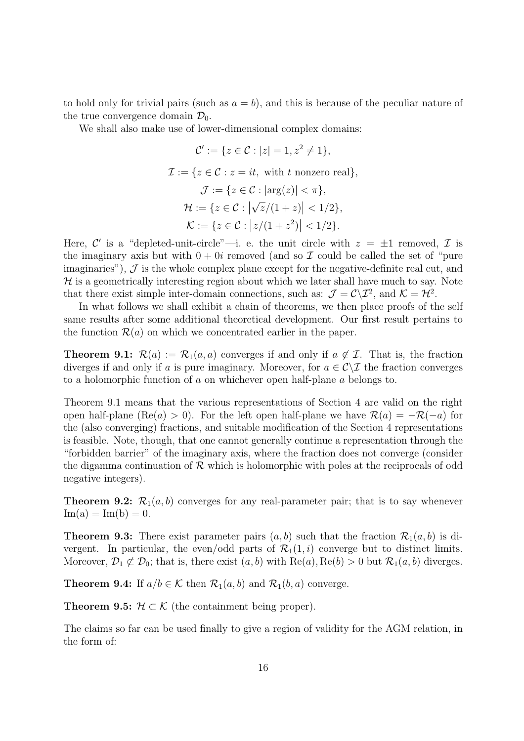to hold only for trivial pairs (such as $a = b$), and this is because of the peculiar nature of the true convergence domain $\mathcal{D}_0$.

We shall also make use of lower-dimensional complex domains:

$$\mathcal{C}' := \{z \in \mathcal{C} : |z| = 1, z^2 \neq 1\},$$

$$\mathcal{I} := \{z \in \mathcal{C} : z = it, \text{ with } t \text{ nonzero real}\},$$

$$\mathcal{J} := \{z \in \mathcal{C} : |\arg(z)| < \pi\},$$

$$\mathcal{H} := \{z \in \mathcal{C} : \left|\sqrt{z}/(1+z)\right| < 1/2\},$$

$$\mathcal{K} := \{z \in \mathcal{C} : \left|z/(1+z^2)\right| < 1/2\}.$$

Here, $\mathcal{C}'$ is a "depleted-unit-circle"—i. e. the unit circle with $z = \pm 1$ removed, $\mathcal{I}$ is the imaginary axis but with $0 + 0i$ removed (and so $\mathcal{I}$ could be called the set of "pure imaginaries"), $\mathcal{J}$ is the whole complex plane except for the negative-definite real cut, and $\mathcal{H}$ is a geometrically interesting region about which we later shall have much to say. Note that there exist simple inter-domain connections, such as: $\mathcal{J} = \mathcal{C}\backslash\mathcal{I}^2$, and $\mathcal{K} = \mathcal{H}^2$.

In what follows we shall exhibit a chain of theorems, we then place proofs of the self same results after some additional theoretical development. Our first result pertains to the function $\mathcal{R}(a)$ on which we concentrated earlier in the paper.

**Theorem 9.1:** $\mathcal{R}(a) := \mathcal{R}_1(a, a)$ converges if and only if $a \notin \mathcal{I}$. That is, the fraction diverges if and only if $a$ is pure imaginary. Moreover, for $a \in \mathcal{C}\backslash\mathcal{I}$ the fraction converges to a holomorphic function of $a$ on whichever open half-plane $a$ belongs to.

Theorem 9.1 means that the various representations of Section 4 are valid on the right open half-plane ($\mathrm{Re}(a) > 0$). For the left open half-plane we have $\mathcal{R}(a) = -\mathcal{R}(-a)$ for the (also converging) fractions, and suitable modification of the Section 4 representations is feasible. Note, though, that one cannot generally continue a representation through the "forbidden barrier" of the imaginary axis, where the fraction does not converge (consider the digamma continuation of $\mathcal{R}$ which is holomorphic with poles at the reciprocals of odd negative integers).

**Theorem 9.2:** $\mathcal{R}_1(a, b)$ converges for any real-parameter pair; that is to say whenever $\mathrm{Im(a)} = \mathrm{Im(b)} = 0$.

**Theorem 9.3:** There exist parameter pairs $(a, b)$ such that the fraction $\mathcal{R}_1(a, b)$ is divergent. In particular, the even/odd parts of $\mathcal{R}_1(1, i)$ converge but to distinct limits. Moreover, $\mathcal{D}_1 \not\subset \mathcal{D}_0$; that is, there exist $(a, b)$ with $\mathrm{Re}(a), \mathrm{Re}(b) > 0$ but $\mathcal{R}_1(a, b)$ diverges.

**Theorem 9.4:** If $a/b \in \mathcal{K}$ then $\mathcal{R}_1(a, b)$ and $\mathcal{R}_1(b, a)$ converge.

**Theorem 9.5:** $\mathcal{H} \subset \mathcal{K}$ (the containment being proper).

The claims so far can be used finally to give a region of validity for the AGM relation, in the form of: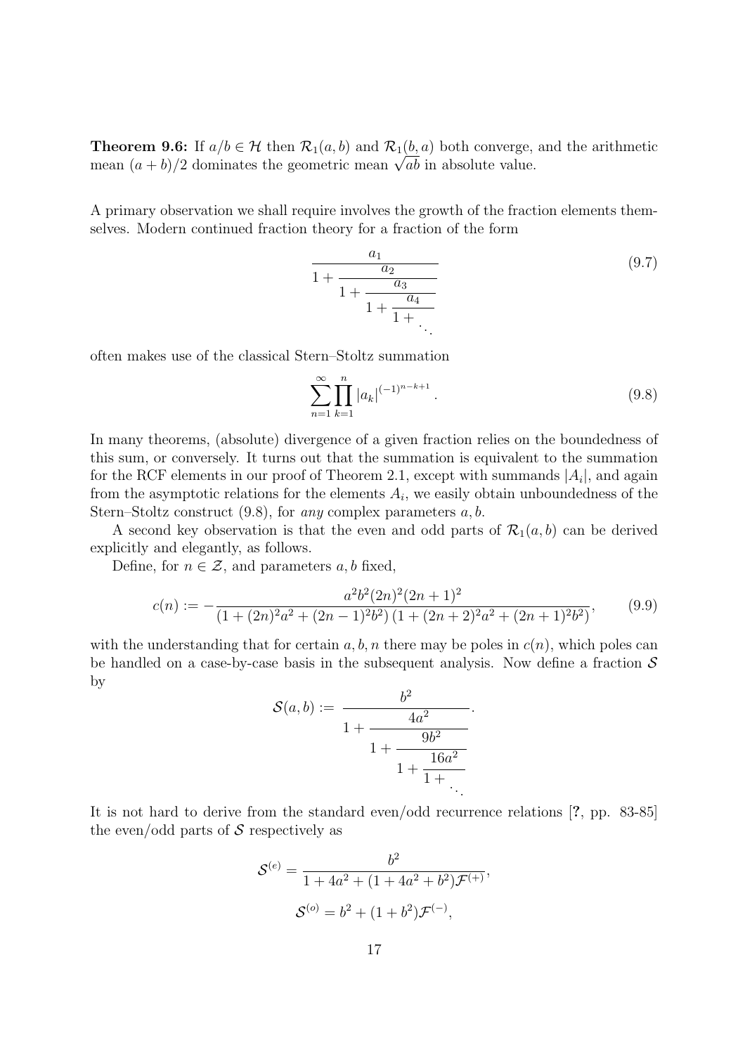**Theorem 9.6:** If $a/b \in \mathcal{H}$ then $\mathcal{R}_1(a,b)$ and $\mathcal{R}_1(b,a)$ both converge, and the arithmetic mean $(a+b)/2$ dominates the geometric mean $\sqrt{ab}$ in absolute value.

A primary observation we shall require involves the growth of the fraction elements themselves. Modern continued fraction theory for a fraction of the form

$$\cfrac{a_1}{1+\cfrac{a_2}{1+\cfrac{a_3}{1+\cfrac{a_4}{1+\ddots}}}} \tag{9.7}$$

often makes use of the classical Stern–Stoltz summation

$$\sum_{n=1}^{\infty} \prod_{k=1}^{n} |a_k|^{(-1)^{n-k+1}}. \tag{9.8}$$

In many theorems, (absolute) divergence of a given fraction relies on the boundedness of this sum, or conversely. It turns out that the summation is equivalent to the summation for the RCF elements in our proof of Theorem 2.1, except with summands $|A_i|$, and again from the asymptotic relations for the elements $A_i$, we easily obtain unboundedness of the Stern–Stoltz construct (9.8), for *any* complex parameters $a, b$.

A second key observation is that the even and odd parts of $\mathcal{R}_1(a,b)$ can be derived explicitly and elegantly, as follows.

Define, for $n \in \mathcal{Z}$, and parameters $a, b$ fixed,

$$c(n) := -\frac{a^2 b^2 (2n)^2 (2n+1)^2}{(1+(2n)^2 a^2 + (2n-1)^2 b^2)\,(1+(2n+2)^2 a^2 + (2n+1)^2 b^2)}, \tag{9.9}$$

with the understanding that for certain $a, b, n$ there may be poles in $c(n)$, which poles can be handled on a case-by-case basis in the subsequent analysis. Now define a fraction $\mathcal{S}$ by

$$\mathcal{S}(a,b) := \cfrac{b^2}{1+\cfrac{4a^2}{1+\cfrac{9b^2}{1+\cfrac{16a^2}{1+\ddots}}}}.$$

It is not hard to derive from the standard even/odd recurrence relations [?, pp. 83-85] the even/odd parts of $\mathcal{S}$ respectively as

$$\mathcal{S}^{(e)} = \frac{b^2}{1+4a^2+(1+4a^2+b^2)\mathcal{F}^{(+)}},$$

$$\mathcal{S}^{(o)} = b^2 + (1+b^2)\mathcal{F}^{(-)},$$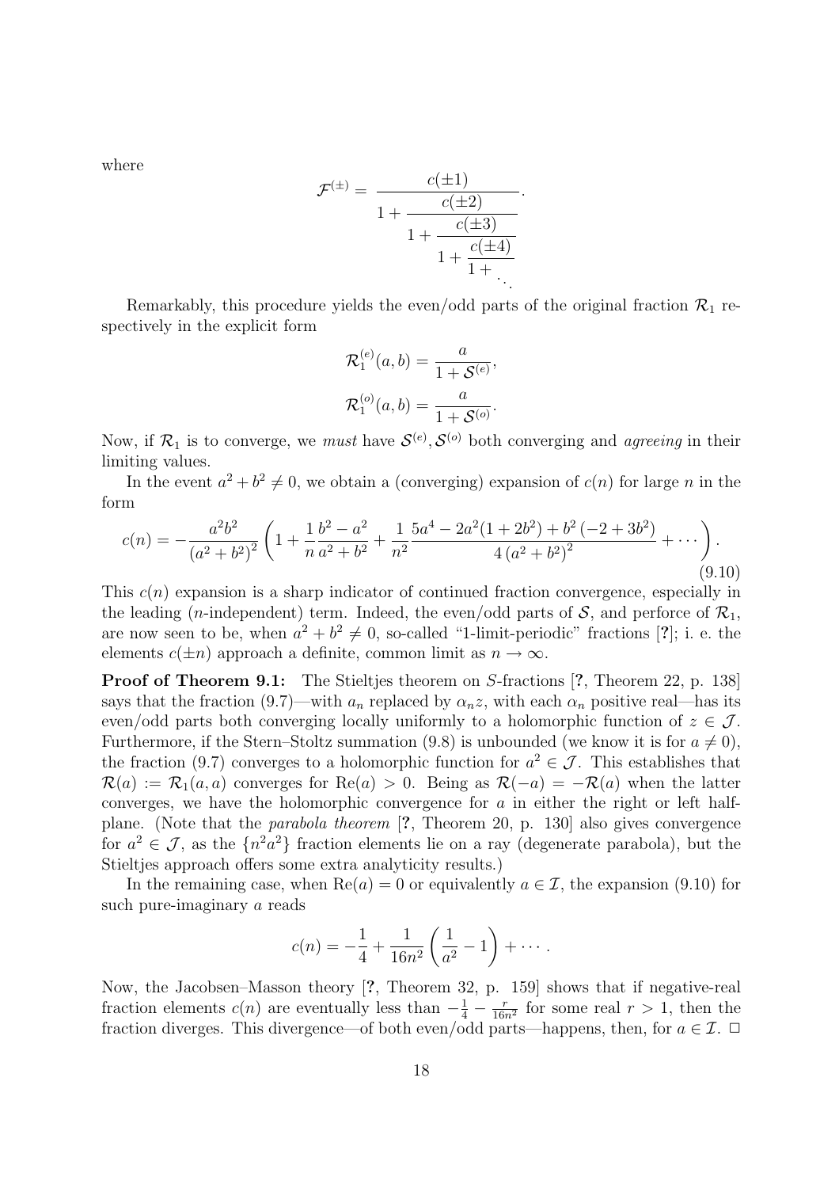where

$$\mathcal{F}^{(\pm)} = \cfrac{c(\pm 1)}{1 + \cfrac{c(\pm 2)}{1 + \cfrac{c(\pm 3)}{1 + \cfrac{c(\pm 4)}{1 + \ddots}}}}.$$

Remarkably, this procedure yields the even/odd parts of the original fraction $\mathcal{R}_1$ respectively in the explicit form

$$\mathcal{R}_1^{(e)}(a,b) = \frac{a}{1+\mathcal{S}^{(e)}},$$

$$\mathcal{R}_1^{(o)}(a,b) = \frac{a}{1+\mathcal{S}^{(o)}}.$$

Now, if $\mathcal{R}_1$ is to converge, we *must* have $\mathcal{S}^{(e)}, \mathcal{S}^{(o)}$ both converging and *agreeing* in their limiting values.

In the event $a^2 + b^2 \neq 0$, we obtain a (converging) expansion of $c(n)$ for large $n$ in the form

$$c(n) = -\frac{a^2 b^2}{\left(a^2+b^2\right)^2}\left(1 + \frac{1}{n}\frac{b^2-a^2}{a^2+b^2} + \frac{1}{n^2}\frac{5a^4 - 2a^2(1+2b^2) + b^2\left(-2+3b^2\right)}{4\left(a^2+b^2\right)^2} + \cdots\right). \tag{9.10}$$

This $c(n)$ expansion is a sharp indicator of continued fraction convergence, especially in the leading ($n$-independent) term. Indeed, the even/odd parts of $\mathcal{S}$, and perforce of $\mathcal{R}_1$, are now seen to be, when $a^2 + b^2 \neq 0$, so-called "1-limit-periodic" fractions [?]; i. e. the elements $c(\pm n)$ approach a definite, common limit as $n \to \infty$.

**Proof of Theorem 9.1:** The Stieltjes theorem on $S$-fractions [?, Theorem 22, p. 138] says that the fraction (9.7)—with $a_n$ replaced by $\alpha_n z$, with each $\alpha_n$ positive real—has its even/odd parts both converging locally uniformly to a holomorphic function of $z \in \mathcal{J}$. Furthermore, if the Stern–Stoltz summation (9.8) is unbounded (we know it is for $a \neq 0$), the fraction (9.7) converges to a holomorphic function for $a^2 \in \mathcal{J}$. This establishes that $\mathcal{R}(a) := \mathcal{R}_1(a,a)$ converges for $\mathrm{Re}(a) > 0$. Being as $\mathcal{R}(-a) = -\mathcal{R}(a)$ when the latter converges, we have the holomorphic convergence for $a$ in either the right or left half-plane. (Note that the *parabola theorem* [?, Theorem 20, p. 130] also gives convergence for $a^2 \in \mathcal{J}$, as the $\{n^2 a^2\}$ fraction elements lie on a ray (degenerate parabola), but the Stieltjes approach offers some extra analyticity results.)

In the remaining case, when $\mathrm{Re}(a) = 0$ or equivalently $a \in \mathcal{I}$, the expansion (9.10) for such pure-imaginary $a$ reads

$$c(n) = -\frac{1}{4} + \frac{1}{16n^2}\left(\frac{1}{a^2} - 1\right) + \cdots.$$

Now, the Jacobsen–Masson theory [?, Theorem 32, p. 159] shows that if negative-real fraction elements $c(n)$ are eventually less than $-\frac{1}{4} - \frac{r}{16n^2}$ for some real $r > 1$, then the fraction diverges. This divergence—of both even/odd parts—happens, then, for $a \in \mathcal{I}$. $\square$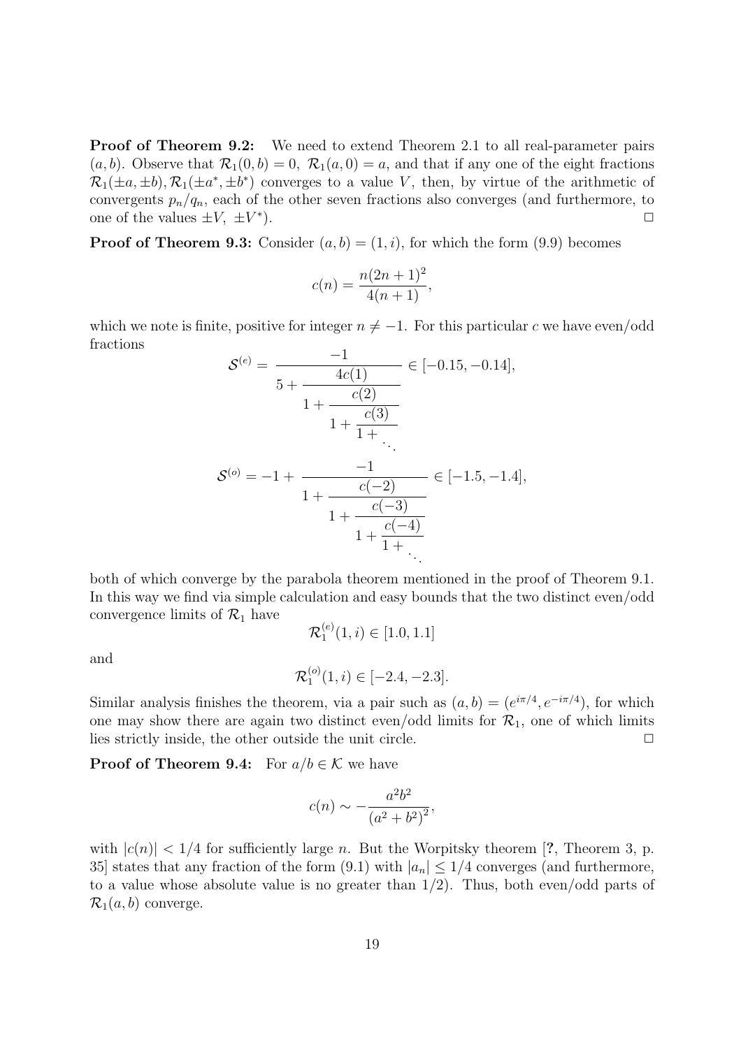**Proof of Theorem 9.2:** We need to extend Theorem 2.1 to all real-parameter pairs $(a, b)$. Observe that $\mathcal{R}_1(0, b) = 0$, $\mathcal{R}_1(a, 0) = a$, and that if any one of the eight fractions $\mathcal{R}_1(\pm a, \pm b), \mathcal{R}_1(\pm a^*, \pm b^*)$ converges to a value $V$, then, by virtue of the arithmetic of convergents $p_n/q_n$, each of the other seven fractions also converges (and furthermore, to one of the values $\pm V$, $\pm V^*$). $\Box$

**Proof of Theorem 9.3:** Consider $(a, b) = (1, i)$, for which the form (9.9) becomes

$$c(n) = \frac{n(2n+1)^2}{4(n+1)},$$

which we note is finite, positive for integer $n \neq -1$. For this particular $c$ we have even/odd fractions

$$\mathcal{S}^{(e)} = \cfrac{-1}{5 + \cfrac{4c(1)}{1 + \cfrac{c(2)}{1 + \cfrac{c(3)}{1 + \ddots}}}} \in [-0.15, -0.14],$$

$$\mathcal{S}^{(o)} = -1 + \cfrac{-1}{1 + \cfrac{c(-2)}{1 + \cfrac{c(-3)}{1 + \cfrac{c(-4)}{1 + \ddots}}}} \in [-1.5, -1.4],$$

both of which converge by the parabola theorem mentioned in the proof of Theorem 9.1. In this way we find via simple calculation and easy bounds that the two distinct even/odd convergence limits of $\mathcal{R}_1$ have

$$\mathcal{R}_1^{(e)}(1, i) \in [1.0, 1.1]$$

and

$$\mathcal{R}_1^{(o)}(1, i) \in [-2.4, -2.3].$$

Similar analysis finishes the theorem, via a pair such as $(a, b) = (e^{i\pi/4}, e^{-i\pi/4})$, for which one may show there are again two distinct even/odd limits for $\mathcal{R}_1$, one of which limits lies strictly inside, the other outside the unit circle. $\Box$

**Proof of Theorem 9.4:** For $a/b \in \mathcal{K}$ we have

$$c(n) \sim -\frac{a^2 b^2}{(a^2 + b^2)^2},$$

with $|c(n)| < 1/4$ for sufficiently large $n$. But the Worpitsky theorem [**?**, Theorem 3, p. 35] states that any fraction of the form (9.1) with $|a_n| \leq 1/4$ converges (and furthermore, to a value whose absolute value is no greater than $1/2$). Thus, both even/odd parts of $\mathcal{R}_1(a, b)$ converge.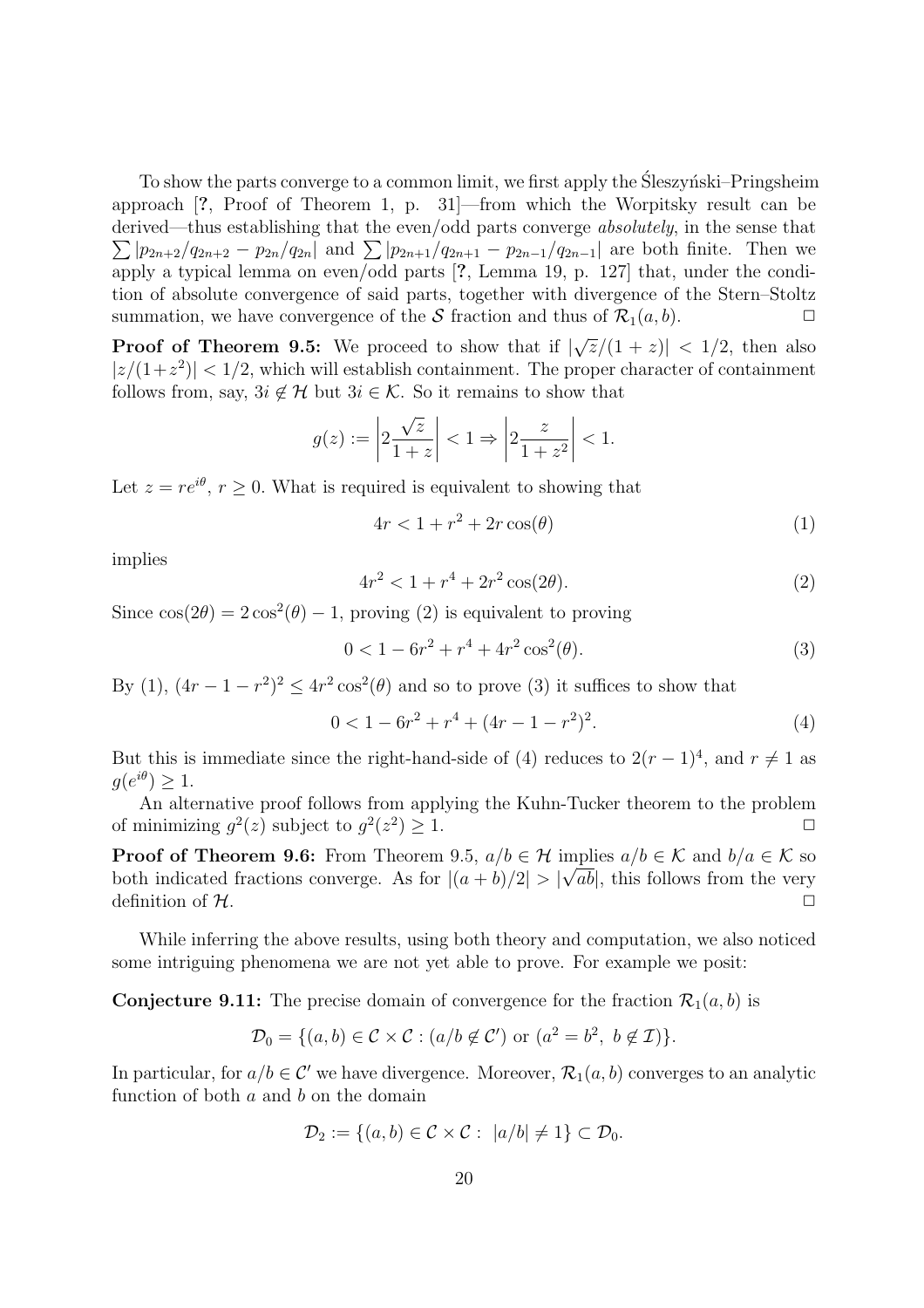To show the parts converge to a common limit, we first apply the Śleszyński–Pringsheim approach [?, Proof of Theorem 1, p. 31]—from which the Worpitsky result can be derived—thus establishing that the even/odd parts converge *absolutely*, in the sense that $\sum |p_{2n+2}/q_{2n+2} - p_{2n}/q_{2n}|$ and $\sum |p_{2n+1}/q_{2n+1} - p_{2n-1}/q_{2n-1}|$ are both finite. Then we apply a typical lemma on even/odd parts [?, Lemma 19, p. 127] that, under the condition of absolute convergence of said parts, together with divergence of the Stern–Stoltz summation, we have convergence of the $\mathcal{S}$ fraction and thus of $\mathcal{R}_1(a,b)$. □

**Proof of Theorem 9.5:** We proceed to show that if $|\sqrt{z}/(1+z)| < 1/2$, then also $|z/(1+z^2)| < 1/2$, which will establish containment. The proper character of containment follows from, say, $3i \notin \mathcal{H}$ but $3i \in \mathcal{K}$. So it remains to show that

$$g(z) := \left|2\frac{\sqrt{z}}{1+z}\right| < 1 \Rightarrow \left|2\frac{z}{1+z^2}\right| < 1.$$

Let $z = re^{i\theta}$, $r \geq 0$. What is required is equivalent to showing that

$$4r < 1 + r^2 + 2r\cos(\theta) \tag{1}$$

implies

$$4r^2 < 1 + r^4 + 2r^2\cos(2\theta). \tag{2}$$

Since $\cos(2\theta) = 2\cos^2(\theta) - 1$, proving (2) is equivalent to proving

$$0 < 1 - 6r^2 + r^4 + 4r^2\cos^2(\theta). \tag{3}$$

By (1), $(4r - 1 - r^2)^2 \leq 4r^2\cos^2(\theta)$ and so to prove (3) it suffices to show that

$$0 < 1 - 6r^2 + r^4 + (4r - 1 - r^2)^2. \tag{4}$$

But this is immediate since the right-hand-side of (4) reduces to $2(r-1)^4$, and $r \neq 1$ as $g(e^{i\theta}) \geq 1$.

An alternative proof follows from applying the Kuhn-Tucker theorem to the problem of minimizing $g^2(z)$ subject to $g^2(z^2) \geq 1$. □

**Proof of Theorem 9.6:** From Theorem 9.5, $a/b \in \mathcal{H}$ implies $a/b \in \mathcal{K}$ and $b/a \in \mathcal{K}$ so both indicated fractions converge. As for $|(a+b)/2| > |\sqrt{ab}|$, this follows from the very definition of $\mathcal{H}$. □

While inferring the above results, using both theory and computation, we also noticed some intriguing phenomena we are not yet able to prove. For example we posit:

**Conjecture 9.11:** The precise domain of convergence for the fraction $\mathcal{R}_1(a,b)$ is

$$\mathcal{D}_0 = \{(a,b) \in \mathcal{C} \times \mathcal{C} : (a/b \notin \mathcal{C}') \text{ or } (a^2 = b^2,\ b \notin \mathcal{I})\}.$$

In particular, for $a/b \in \mathcal{C}'$ we have divergence. Moreover, $\mathcal{R}_1(a,b)$ converges to an analytic function of both $a$ and $b$ on the domain

$$\mathcal{D}_2 := \{(a,b) \in \mathcal{C} \times \mathcal{C} : \ |a/b| \neq 1\} \subset \mathcal{D}_0.$$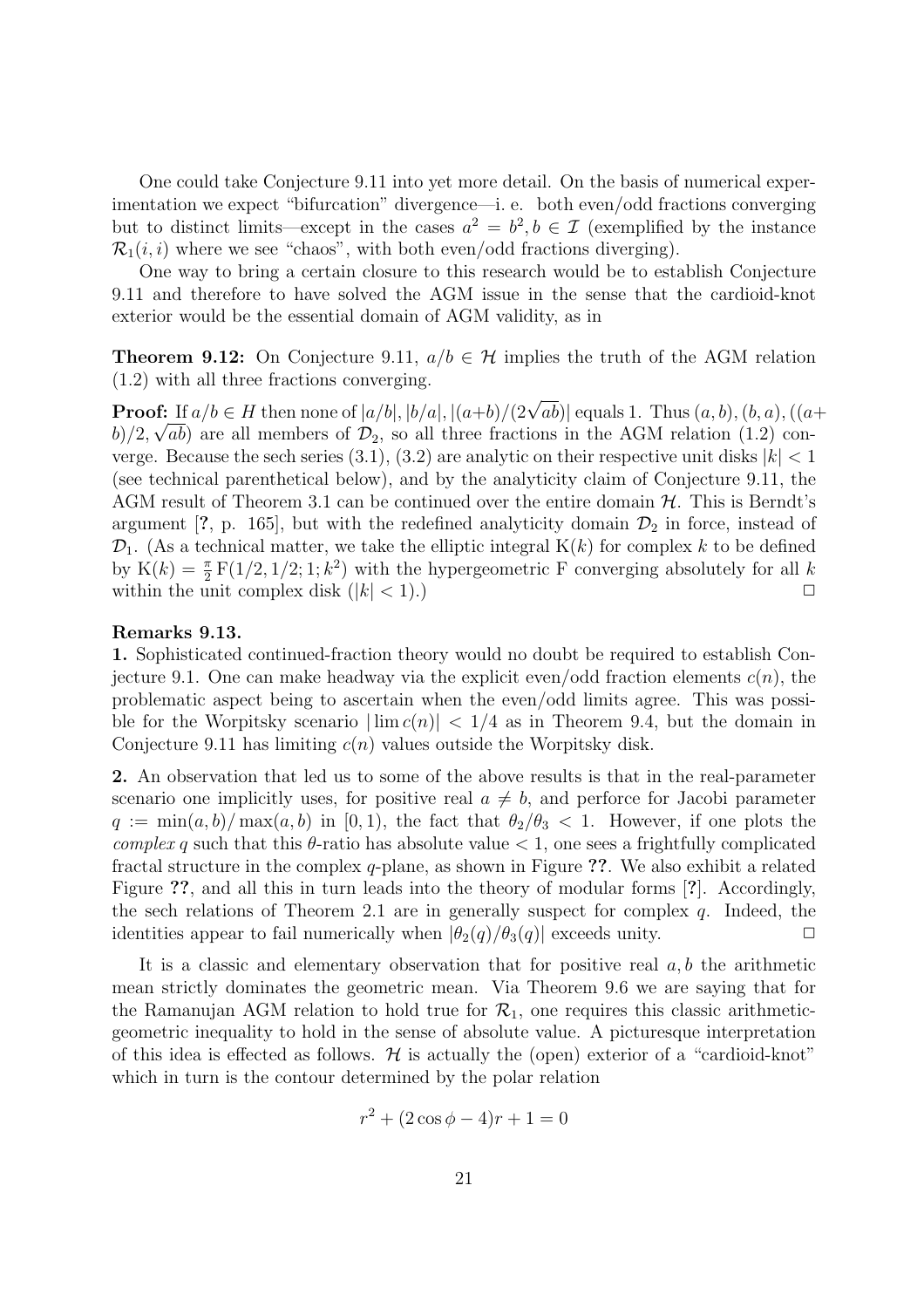One could take Conjecture 9.11 into yet more detail. On the basis of numerical experimentation we expect "bifurcation" divergence—i. e. both even/odd fractions converging but to distinct limits—except in the cases $a^2 = b^2, b \in \mathcal{I}$ (exemplified by the instance $\mathcal{R}_1(i, i)$ where we see "chaos", with both even/odd fractions diverging).

One way to bring a certain closure to this research would be to establish Conjecture 9.11 and therefore to have solved the AGM issue in the sense that the cardioid-knot exterior would be the essential domain of AGM validity, as in

**Theorem 9.12:** On Conjecture 9.11, $a/b \in \mathcal{H}$ implies the truth of the AGM relation (1.2) with all three fractions converging.

**Proof:** If $a/b \in H$ then none of $|a/b|, |b/a|, |(a+b)/(2\sqrt{ab})|$ equals 1. Thus $(a, b), (b, a), ((a+b)/2, \sqrt{ab})$ are all members of $\mathcal{D}_2$, so all three fractions in the AGM relation (1.2) converge. Because the sech series (3.1), (3.2) are analytic on their respective unit disks $|k| < 1$ (see technical parenthetical below), and by the analyticity claim of Conjecture 9.11, the AGM result of Theorem 3.1 can be continued over the entire domain $\mathcal{H}$. This is Berndt's argument [?, p. 165], but with the redefined analyticity domain $\mathcal{D}_2$ in force, instead of $\mathcal{D}_1$. (As a technical matter, we take the elliptic integral $\mathrm{K}(k)$ for complex $k$ to be defined by $\mathrm{K}(k) = \frac{\pi}{2}\,\mathrm{F}(1/2, 1/2; 1; k^2)$ with the hypergeometric F converging absolutely for all $k$ within the unit complex disk ($|k| < 1$).) $\square$

**Remarks 9.13.**

**1.** Sophisticated continued-fraction theory would no doubt be required to establish Conjecture 9.1. One can make headway via the explicit even/odd fraction elements $c(n)$, the problematic aspect being to ascertain when the even/odd limits agree. This was possible for the Worpitsky scenario $|\lim c(n)| < 1/4$ as in Theorem 9.4, but the domain in Conjecture 9.11 has limiting $c(n)$ values outside the Worpitsky disk.

**2.** An observation that led us to some of the above results is that in the real-parameter scenario one implicitly uses, for positive real $a \neq b$, and perforce for Jacobi parameter $q := \min(a, b)/\max(a, b)$ in $[0, 1)$, the fact that $\theta_2/\theta_3 < 1$. However, if one plots the *complex* $q$ such that this $\theta$-ratio has absolute value $< 1$, one sees a frightfully complicated fractal structure in the complex $q$-plane, as shown in Figure **??**. We also exhibit a related Figure **??**, and all this in turn leads into the theory of modular forms [?]. Accordingly, the sech relations of Theorem 2.1 are in generally suspect for complex $q$. Indeed, the identities appear to fail numerically when $|\theta_2(q)/\theta_3(q)|$ exceeds unity. $\square$

It is a classic and elementary observation that for positive real $a, b$ the arithmetic mean strictly dominates the geometric mean. Via Theorem 9.6 we are saying that for the Ramanujan AGM relation to hold true for $\mathcal{R}_1$, one requires this classic arithmetic-geometric inequality to hold in the sense of absolute value. A picturesque interpretation of this idea is effected as follows. $\mathcal{H}$ is actually the (open) exterior of a "cardioid-knot" which in turn is the contour determined by the polar relation

$$r^2 + (2\cos\phi - 4)r + 1 = 0$$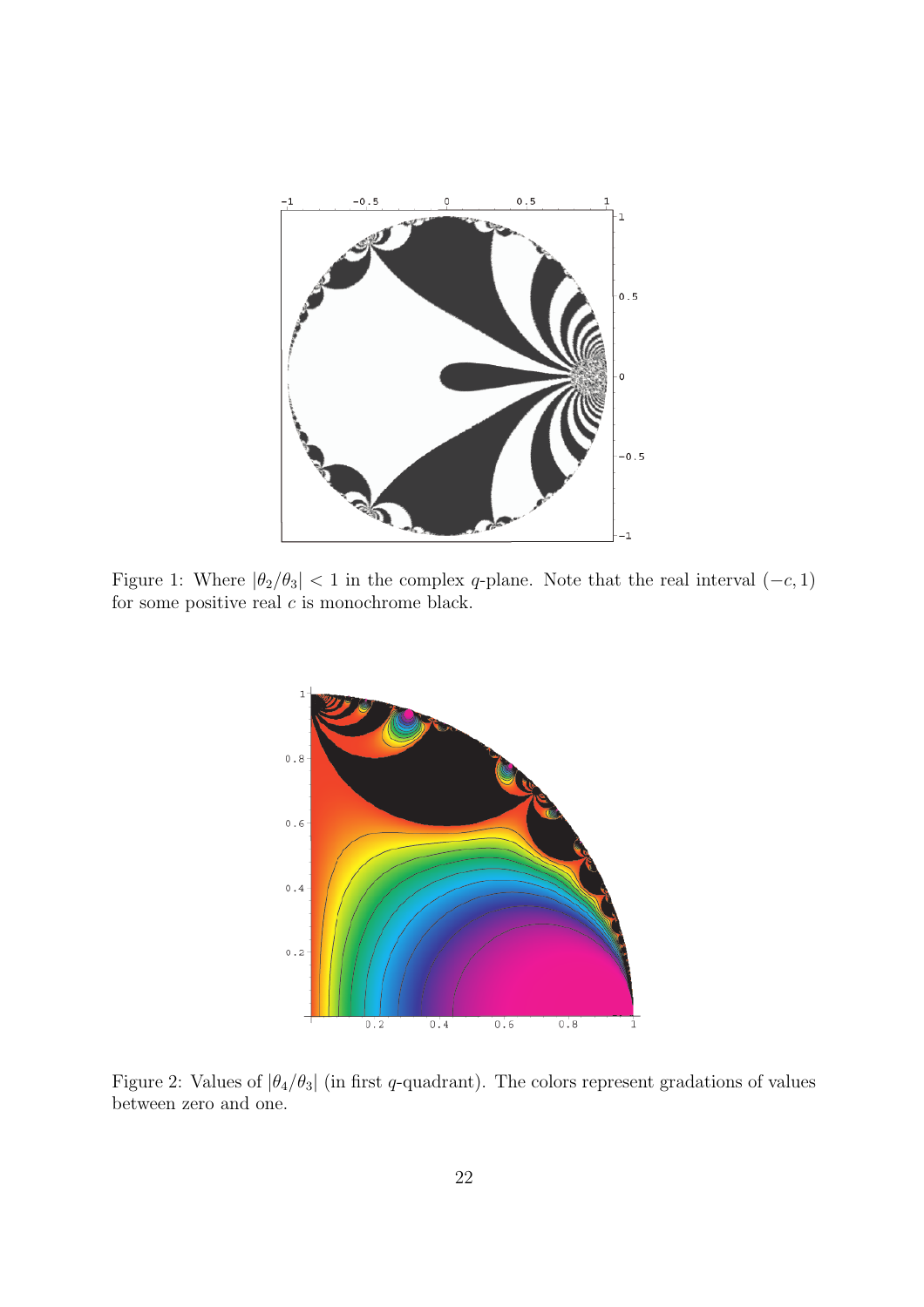Figure 1: Where $|\theta_2/\theta_3| < 1$ in the complex $q$-plane. Note that the real interval $(-c, 1)$ for some positive real $c$ is monochrome black.

Figure 2: Values of $|\theta_4/\theta_3|$ (in first $q$-quadrant). The colors represent gradations of values between zero and one.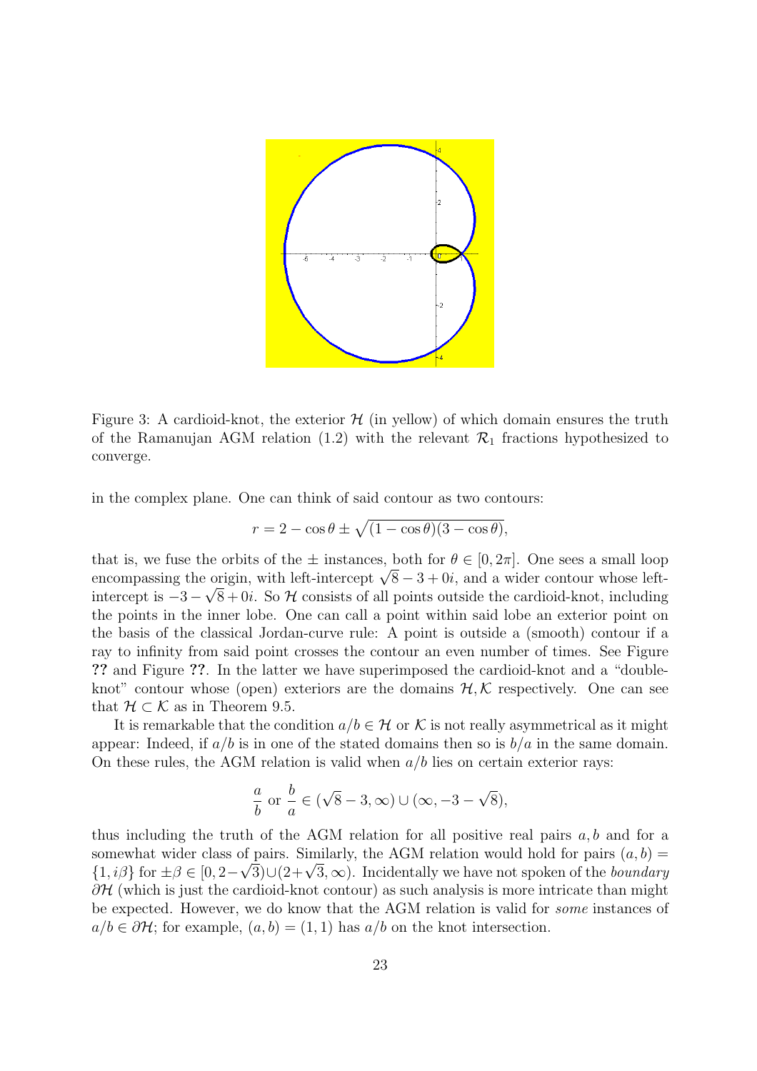Figure 3: A cardioid-knot, the exterior $\mathcal{H}$ (in yellow) of which domain ensures the truth of the Ramanujan AGM relation (1.2) with the relevant $\mathcal{R}_1$ fractions hypothesized to converge.

in the complex plane. One can think of said contour as two contours:

$$r = 2 - \cos\theta \pm \sqrt{(1-\cos\theta)(3-\cos\theta)},$$

that is, we fuse the orbits of the $\pm$ instances, both for $\theta \in [0, 2\pi]$. One sees a small loop encompassing the origin, with left-intercept $\sqrt{8} - 3 + 0i$, and a wider contour whose left-intercept is $-3 - \sqrt{8} + 0i$. So $\mathcal{H}$ consists of all points outside the cardioid-knot, including the points in the inner lobe. One can call a point within said lobe an exterior point on the basis of the classical Jordan-curve rule: A point is outside a (smooth) contour if a ray to infinity from said point crosses the contour an even number of times. See Figure **??** and Figure **??**. In the latter we have superimposed the cardioid-knot and a "double-knot" contour whose (open) exteriors are the domains $\mathcal{H}, \mathcal{K}$ respectively. One can see that $\mathcal{H} \subset \mathcal{K}$ as in Theorem 9.5.

It is remarkable that the condition $a/b \in \mathcal{H}$ or $\mathcal{K}$ is not really asymmetrical as it might appear: Indeed, if $a/b$ is in one of the stated domains then so is $b/a$ in the same domain. On these rules, the AGM relation is valid when $a/b$ lies on certain exterior rays:

$$\frac{a}{b} \text{ or } \frac{b}{a} \in (\sqrt{8} - 3, \infty) \cup (\infty, -3 - \sqrt{8}),$$

thus including the truth of the AGM relation for all positive real pairs $a, b$ and for a somewhat wider class of pairs. Similarly, the AGM relation would hold for pairs $(a, b) = \{1, i\beta\}$ for $\pm\beta \in [0, 2-\sqrt{3}) \cup (2+\sqrt{3}, \infty)$. Incidentally we have not spoken of the *boundary* $\partial\mathcal{H}$ (which is just the cardioid-knot contour) as such analysis is more intricate than might be expected. However, we do know that the AGM relation is valid for *some* instances of $a/b \in \partial\mathcal{H}$; for example, $(a, b) = (1, 1)$ has $a/b$ on the knot intersection.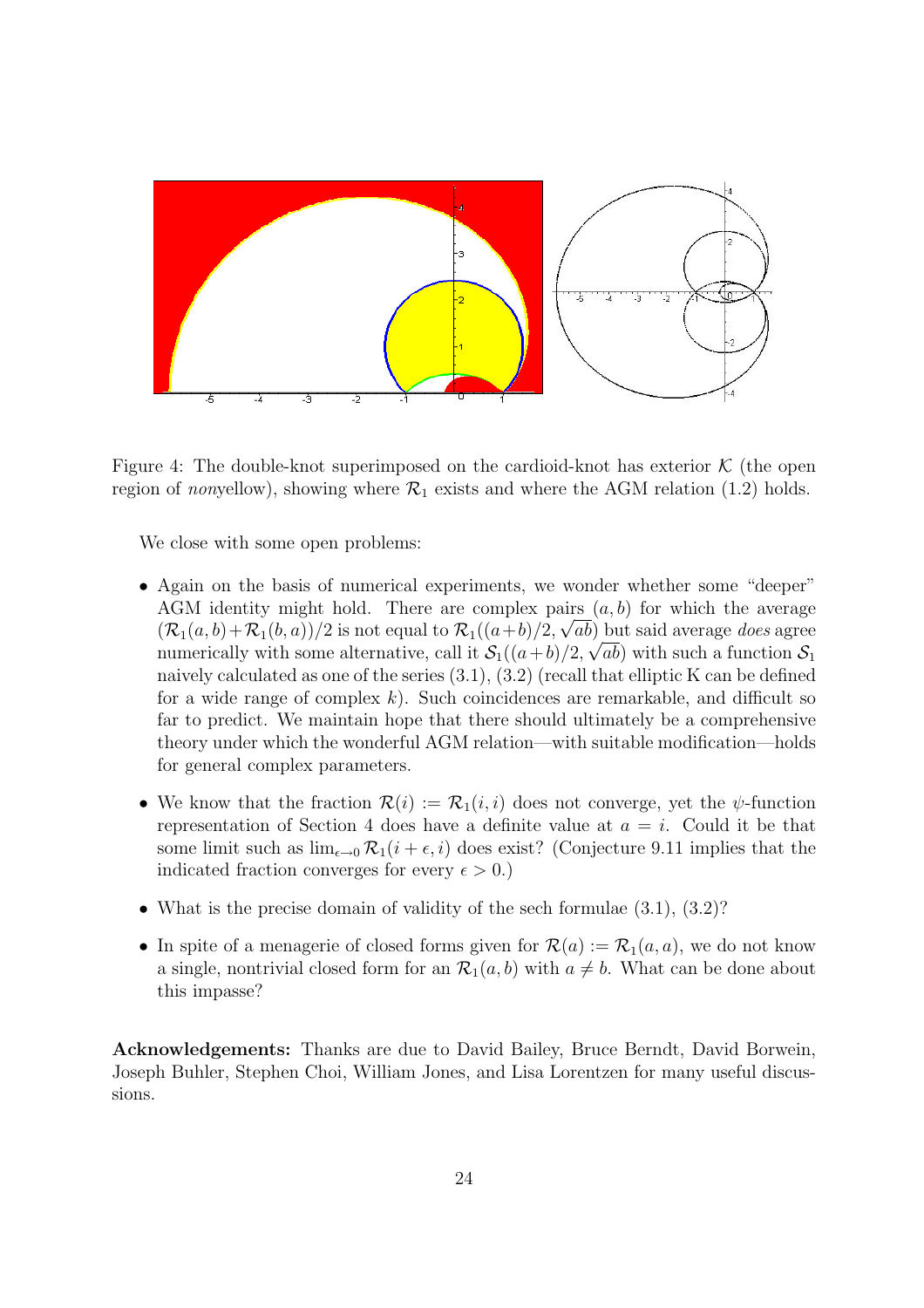Figure 4: The double-knot superimposed on the cardioid-knot has exterior $\mathcal{K}$ (the open region of *non*yellow), showing where $\mathcal{R}_1$ exists and where the AGM relation (1.2) holds.

We close with some open problems:

- Again on the basis of numerical experiments, we wonder whether some "deeper" AGM identity might hold. There are complex pairs $(a, b)$ for which the average $(\mathcal{R}_1(a, b)+\mathcal{R}_1(b, a))/2$ is not equal to $\mathcal{R}_1((a+b)/2, \sqrt{ab})$ but said average *does* agree numerically with some alternative, call it $\mathcal{S}_1((a+b)/2, \sqrt{ab})$ with such a function $\mathcal{S}_1$ naively calculated as one of the series (3.1), (3.2) (recall that elliptic K can be defined for a wide range of complex $k$). Such coincidences are remarkable, and difficult so far to predict. We maintain hope that there should ultimately be a comprehensive theory under which the wonderful AGM relation—with suitable modification—holds for general complex parameters.
- We know that the fraction $\mathcal{R}(i) := \mathcal{R}_1(i, i)$ does not converge, yet the $\psi$-function representation of Section 4 does have a definite value at $a = i$. Could it be that some limit such as $\lim_{\epsilon \to 0} \mathcal{R}_1(i + \epsilon, i)$ does exist? (Conjecture 9.11 implies that the indicated fraction converges for every $\epsilon > 0$.)
- What is the precise domain of validity of the sech formulae (3.1), (3.2)?
- In spite of a menagerie of closed forms given for $\mathcal{R}(a) := \mathcal{R}_1(a, a)$, we do not know a single, nontrivial closed form for an $\mathcal{R}_1(a, b)$ with $a \neq b$. What can be done about this impasse?

**Acknowledgements:** Thanks are due to David Bailey, Bruce Berndt, David Borwein, Joseph Buhler, Stephen Choi, William Jones, and Lisa Lorentzen for many useful discussions.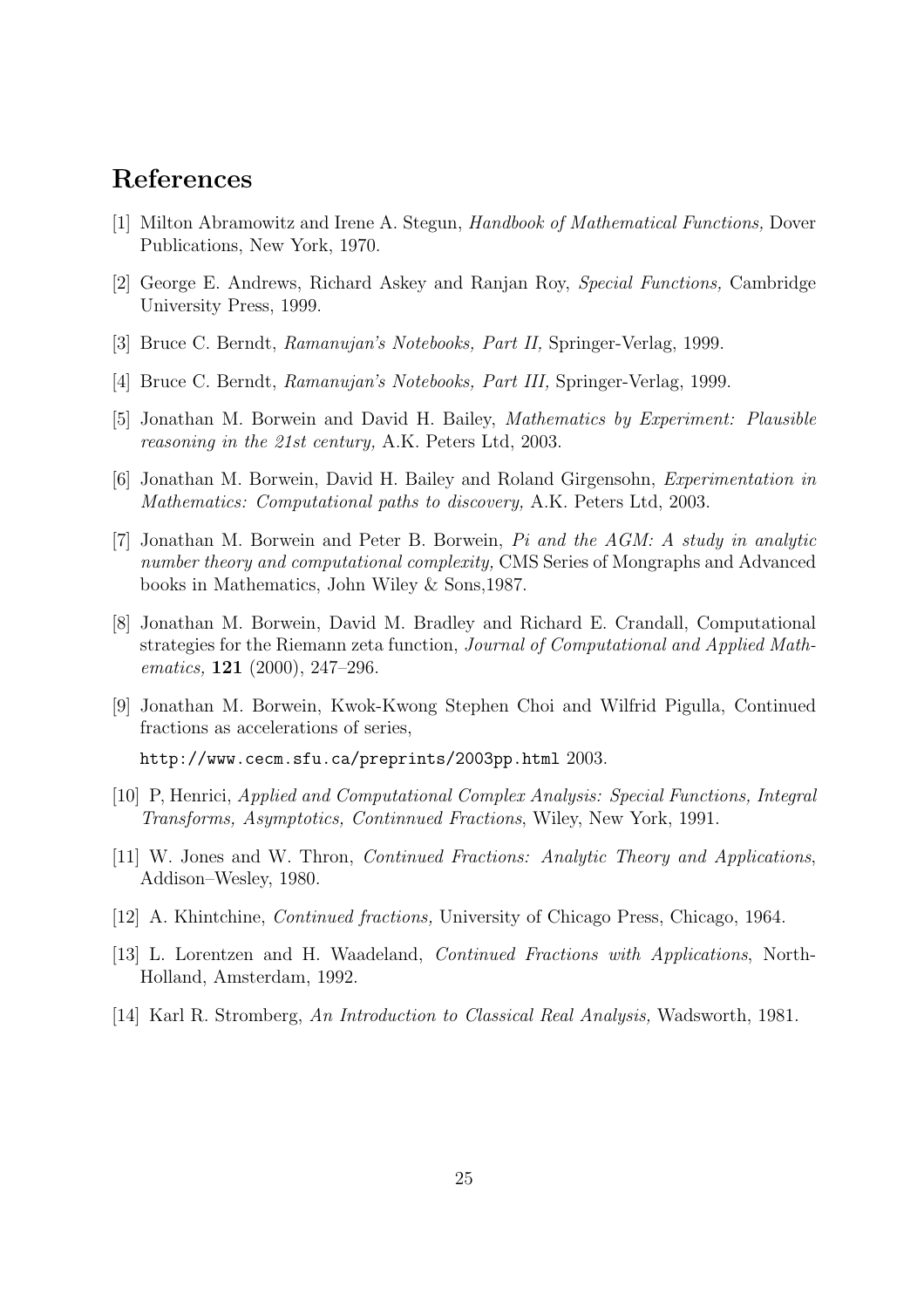## References

[1] Milton Abramowitz and Irene A. Stegun, *Handbook of Mathematical Functions,* Dover Publications, New York, 1970.

[2] George E. Andrews, Richard Askey and Ranjan Roy, *Special Functions,* Cambridge University Press, 1999.

[3] Bruce C. Berndt, *Ramanujan's Notebooks, Part II,* Springer-Verlag, 1999.

[4] Bruce C. Berndt, *Ramanujan's Notebooks, Part III,* Springer-Verlag, 1999.

[5] Jonathan M. Borwein and David H. Bailey, *Mathematics by Experiment: Plausible reasoning in the 21st century,* A.K. Peters Ltd, 2003.

[6] Jonathan M. Borwein, David H. Bailey and Roland Girgensohn, *Experimentation in Mathematics: Computational paths to discovery,* A.K. Peters Ltd, 2003.

[7] Jonathan M. Borwein and Peter B. Borwein, *Pi and the AGM: A study in analytic number theory and computational complexity,* CMS Series of Mongraphs and Advanced books in Mathematics, John Wiley & Sons,1987.

[8] Jonathan M. Borwein, David M. Bradley and Richard E. Crandall, Computational strategies for the Riemann zeta function, *Journal of Computational and Applied Mathematics,* **121** (2000), 247–296.

[9] Jonathan M. Borwein, Kwok-Kwong Stephen Choi and Wilfrid Pigulla, Continued fractions as accelerations of series,

`http://www.cecm.sfu.ca/preprints/2003pp.html` 2003.

[10] P, Henrici, *Applied and Computational Complex Analysis: Special Functions, Integral Transforms, Asymptotics, Continnued Fractions*, Wiley, New York, 1991.

[11] W. Jones and W. Thron, *Continued Fractions: Analytic Theory and Applications*, Addison–Wesley, 1980.

[12] A. Khintchine, *Continued fractions,* University of Chicago Press, Chicago, 1964.

[13] L. Lorentzen and H. Waadeland, *Continued Fractions with Applications*, North-Holland, Amsterdam, 1992.

[14] Karl R. Stromberg, *An Introduction to Classical Real Analysis,* Wadsworth, 1981.